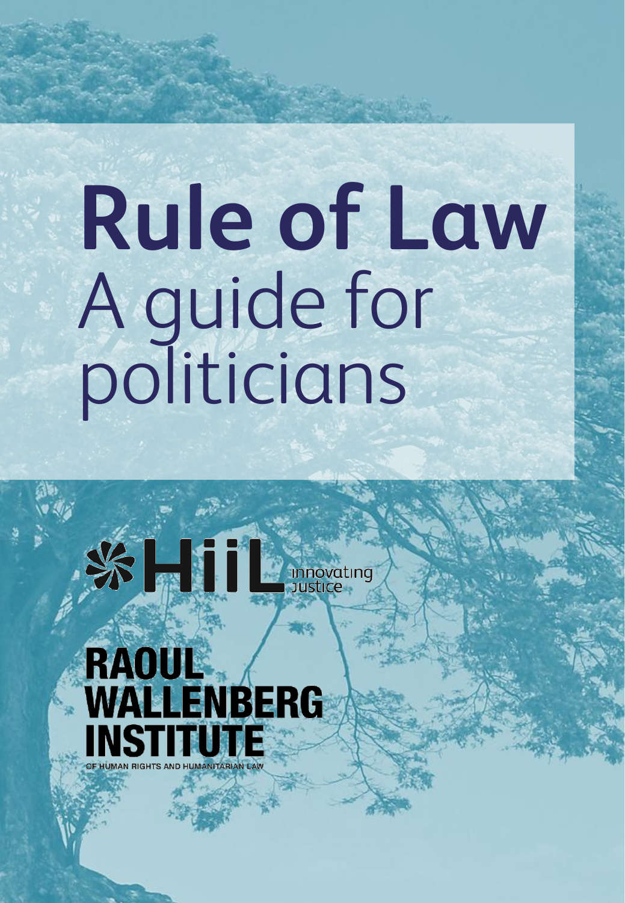# Rule of Law
## A guide for politicians

HiiL innovating justice

RAOUL WALLENBERG INSTITUTE OF HUMAN RIGHTS AND HUMANITARIAN LAW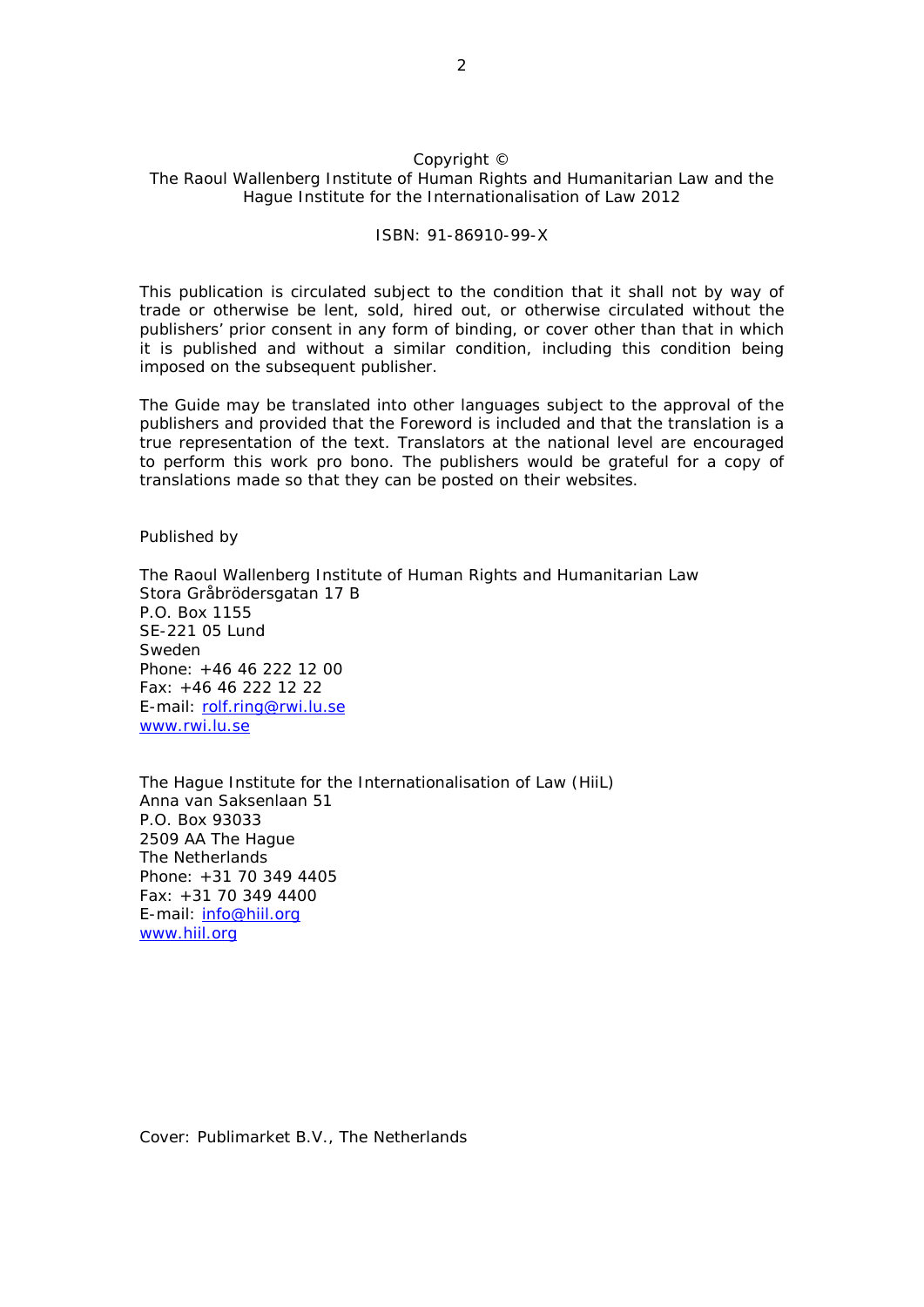Copyright ©
The Raoul Wallenberg Institute of Human Rights and Humanitarian Law and the Hague Institute for the Internationalisation of Law 2012

ISBN: 91-86910-99-X

This publication is circulated subject to the condition that it shall not by way of trade or otherwise be lent, sold, hired out, or otherwise circulated without the publishers' prior consent in any form of binding, or cover other than that in which it is published and without a similar condition, including this condition being imposed on the subsequent publisher.

The Guide may be translated into other languages subject to the approval of the publishers and provided that the Foreword is included and that the translation is a true representation of the text. Translators at the national level are encouraged to perform this work pro bono. The publishers would be grateful for a copy of translations made so that they can be posted on their websites.

Published by

The Raoul Wallenberg Institute of Human Rights and Humanitarian Law
Stora Gråbrödersgatan 17 B
P.O. Box 1155
SE-221 05 Lund
Sweden
Phone: +46 46 222 12 00
Fax: +46 46 222 12 22
E-mail: rolf.ring@rwi.lu.se
www.rwi.lu.se

The Hague Institute for the Internationalisation of Law (HiiL)
Anna van Saksenlaan 51
P.O. Box 93033
2509 AA The Hague
The Netherlands
Phone: +31 70 349 4405
Fax: +31 70 349 4400
E-mail: info@hiil.org
www.hiil.org

Cover: Publimarket B.V., The Netherlands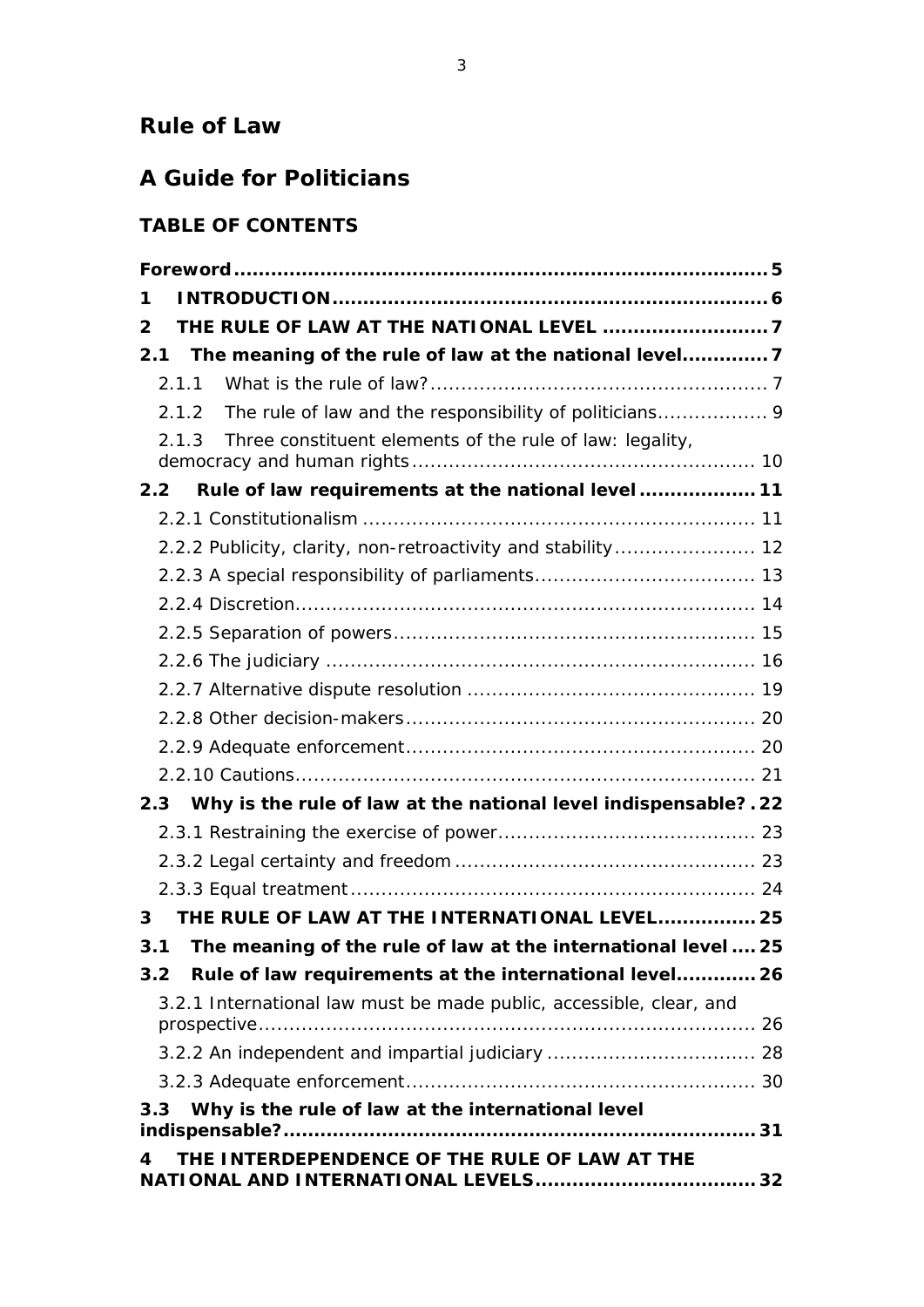# Rule of Law

# A Guide for Politicians

## TABLE OF CONTENTS

**Foreword** .......... **5**

**1 INTRODUCTION** .......... **6**

**2 THE RULE OF LAW AT THE NATIONAL LEVEL** .......... **7**

**2.1 The meaning of the rule of law at the national level** .......... **7**

- 2.1.1 What is the rule of law? .......... 7
- 2.1.2 The rule of law and the responsibility of politicians .......... 9
- 2.1.3 Three constituent elements of the rule of law: legality, democracy and human rights .......... 10

**2.2 Rule of law requirements at the national level** .......... **11**

- 2.2.1 Constitutionalism .......... 11
- 2.2.2 Publicity, clarity, non-retroactivity and stability .......... 12
- 2.2.3 A special responsibility of parliaments .......... 13
- 2.2.4 Discretion .......... 14
- 2.2.5 Separation of powers .......... 15
- 2.2.6 The judiciary .......... 16
- 2.2.7 Alternative dispute resolution .......... 19
- 2.2.8 Other decision-makers .......... 20
- 2.2.9 Adequate enforcement .......... 20
- 2.2.10 Cautions .......... 21

**2.3 Why is the rule of law at the national level indispensable?** .......... **22**

- 2.3.1 Restraining the exercise of power .......... 23
- 2.3.2 Legal certainty and freedom .......... 23
- 2.3.3 Equal treatment .......... 24

**3 THE RULE OF LAW AT THE INTERNATIONAL LEVEL** .......... **25**

**3.1 The meaning of the rule of law at the international level** .......... **25**

**3.2 Rule of law requirements at the international level** .......... **26**

- 3.2.1 International law must be made public, accessible, clear, and prospective .......... 26
- 3.2.2 An independent and impartial judiciary .......... 28
- 3.2.3 Adequate enforcement .......... 30

**3.3 Why is the rule of law at the international level indispensable?** .......... **31**

**4 THE INTERDEPENDENCE OF THE RULE OF LAW AT THE NATIONAL AND INTERNATIONAL LEVELS** .......... **32**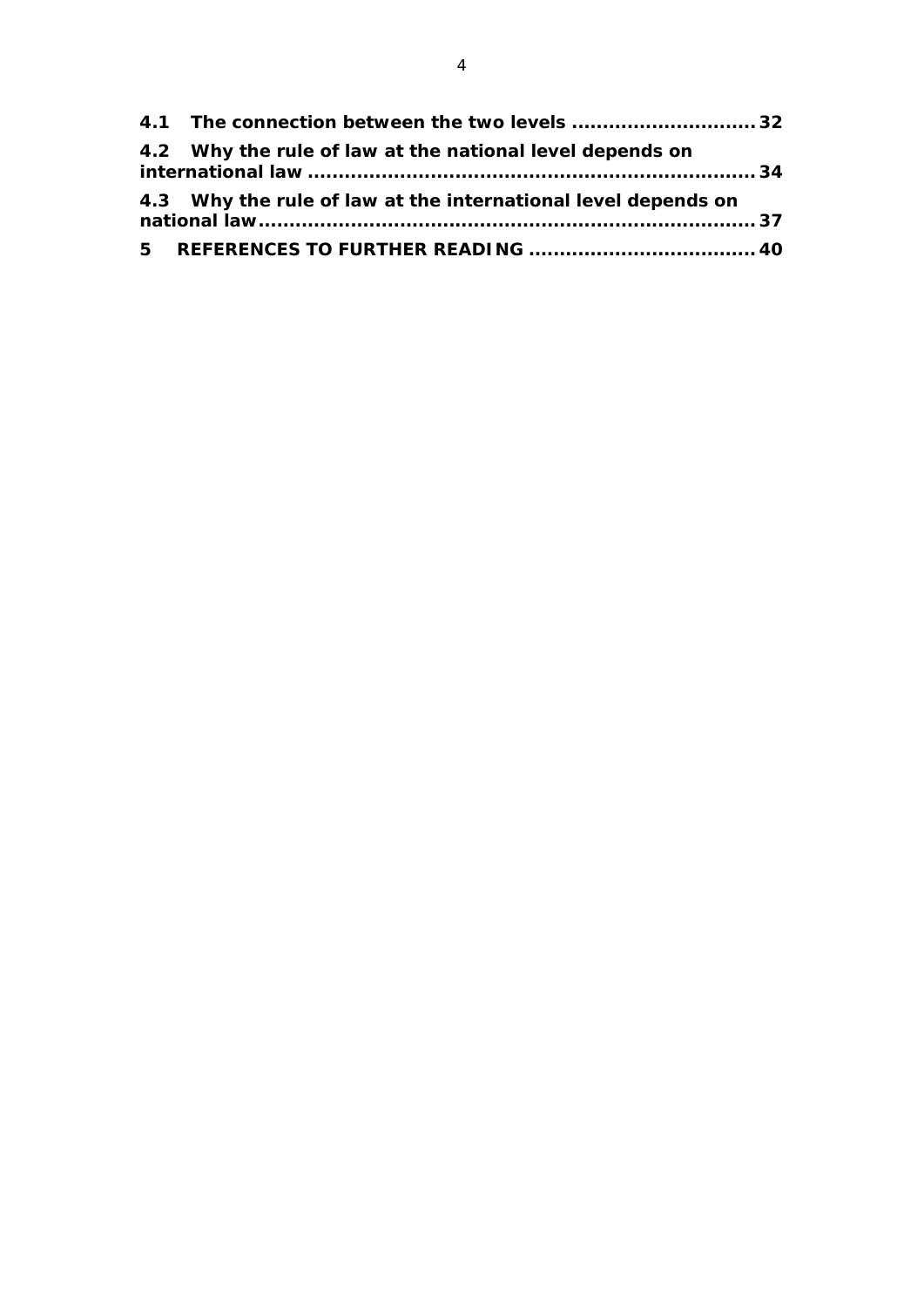**4.1 The connection between the two levels ............................. 32**

**4.2 Why the rule of law at the national level depends on international law ....................................................................... 34**

**4.3 Why the rule of law at the international level depends on national law................................................................................ 37**

**5 REFERENCES TO FURTHER READING .................................... 40**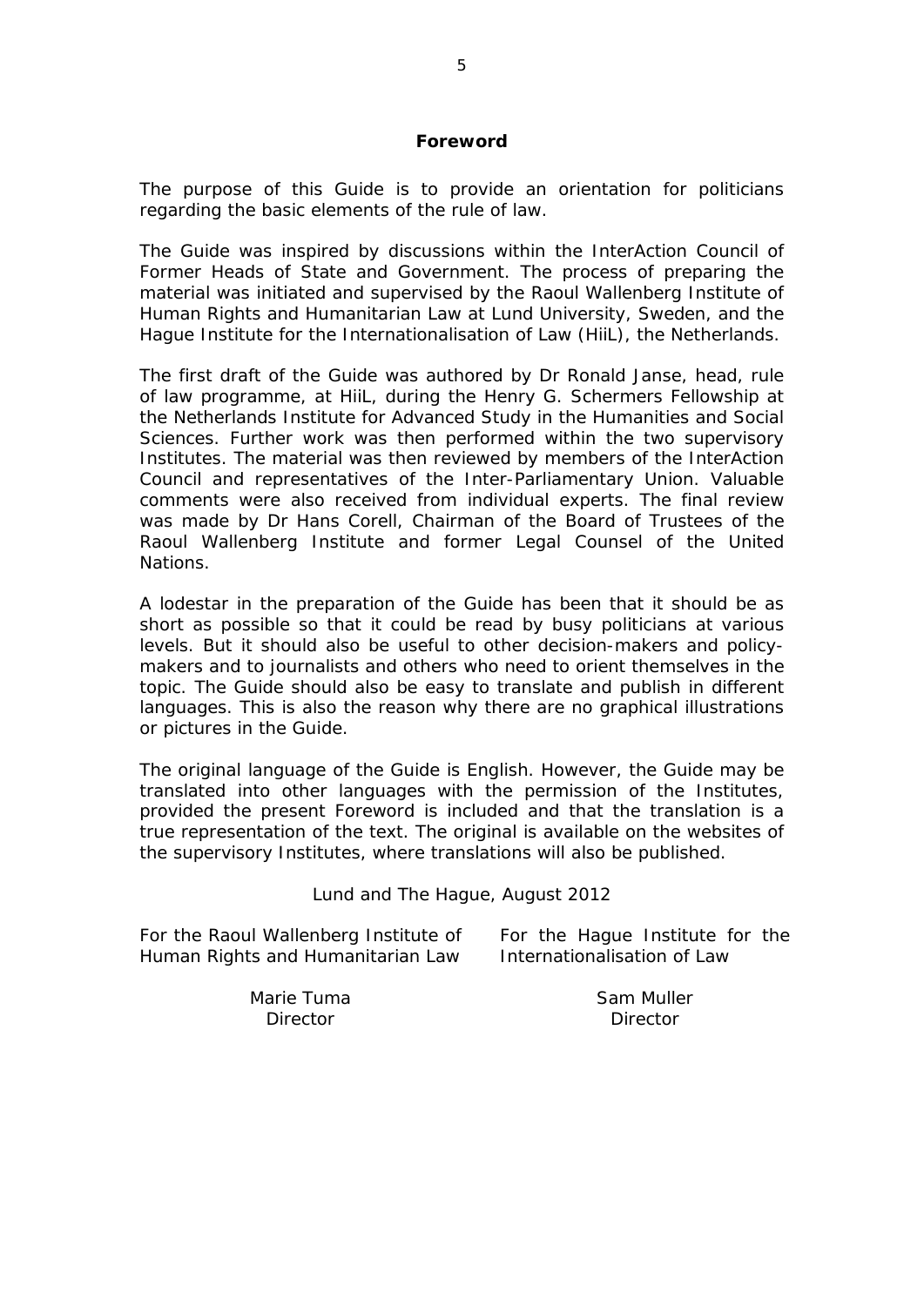## Foreword

The purpose of this Guide is to provide an orientation for politicians regarding the basic elements of the rule of law.

The Guide was inspired by discussions within the InterAction Council of Former Heads of State and Government. The process of preparing the material was initiated and supervised by the Raoul Wallenberg Institute of Human Rights and Humanitarian Law at Lund University, Sweden, and the Hague Institute for the Internationalisation of Law (HiiL), the Netherlands.

The first draft of the Guide was authored by Dr Ronald Janse, head, rule of law programme, at HiiL, during the Henry G. Schermers Fellowship at the Netherlands Institute for Advanced Study in the Humanities and Social Sciences. Further work was then performed within the two supervisory Institutes. The material was then reviewed by members of the InterAction Council and representatives of the Inter-Parliamentary Union. Valuable comments were also received from individual experts. The final review was made by Dr Hans Corell, Chairman of the Board of Trustees of the Raoul Wallenberg Institute and former Legal Counsel of the United Nations.

A lodestar in the preparation of the Guide has been that it should be as short as possible so that it could be read by busy politicians at various levels. But it should also be useful to other decision-makers and policy-makers and to journalists and others who need to orient themselves in the topic. The Guide should also be easy to translate and publish in different languages. This is also the reason why there are no graphical illustrations or pictures in the Guide.

The original language of the Guide is English. However, the Guide may be translated into other languages with the permission of the Institutes, provided the present Foreword is included and that the translation is a true representation of the text. The original is available on the websites of the supervisory Institutes, where translations will also be published.

Lund and The Hague, August 2012

For the Raoul Wallenberg Institute of Human Rights and Humanitarian Law

Marie Tuma
Director

For the Hague Institute for the Internationalisation of Law

Sam Muller
Director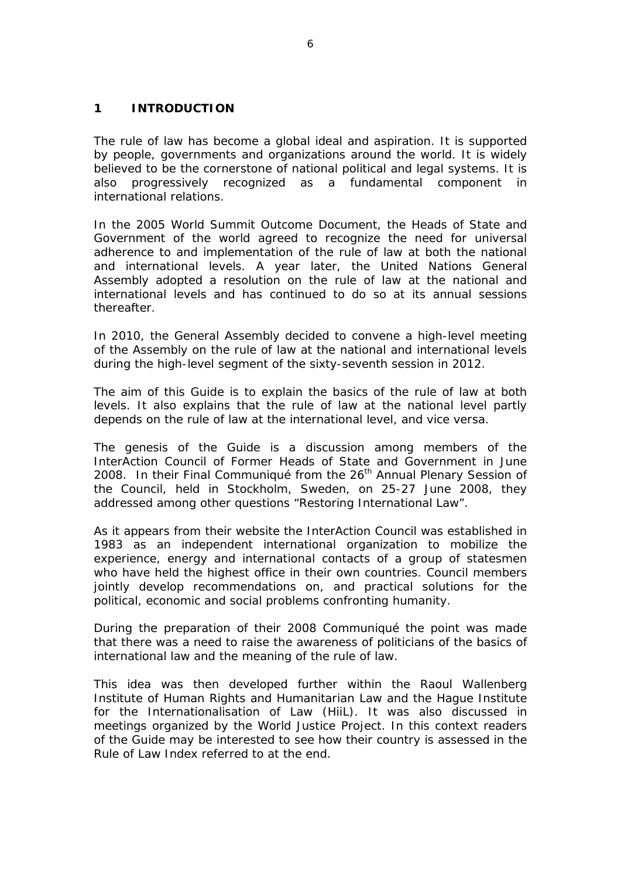# 1 INTRODUCTION

The rule of law has become a global ideal and aspiration. It is supported by people, governments and organizations around the world. It is widely believed to be the cornerstone of national political and legal systems. It is also progressively recognized as a fundamental component in international relations.

In the 2005 World Summit Outcome Document, the Heads of State and Government of the world agreed to recognize the need for universal adherence to and implementation of the rule of law at both the national and international levels. A year later, the United Nations General Assembly adopted a resolution on the rule of law at the national and international levels and has continued to do so at its annual sessions thereafter.

In 2010, the General Assembly decided to convene a high-level meeting of the Assembly on the rule of law at the national and international levels during the high-level segment of the sixty-seventh session in 2012.

The aim of this Guide is to explain the basics of the rule of law at both levels. It also explains that the rule of law at the national level partly depends on the rule of law at the international level, and vice versa.

The genesis of the Guide is a discussion among members of the InterAction Council of Former Heads of State and Government in June 2008. In their Final Communiqué from the 26th Annual Plenary Session of the Council, held in Stockholm, Sweden, on 25-27 June 2008, they addressed among other questions "Restoring International Law".

As it appears from their website the InterAction Council was established in 1983 as an independent international organization to mobilize the experience, energy and international contacts of a group of statesmen who have held the highest office in their own countries. Council members jointly develop recommendations on, and practical solutions for the political, economic and social problems confronting humanity.

During the preparation of their 2008 Communiqué the point was made that there was a need to raise the awareness of politicians of the basics of international law and the meaning of the rule of law.

This idea was then developed further within the Raoul Wallenberg Institute of Human Rights and Humanitarian Law and the Hague Institute for the Internationalisation of Law (HiiL). It was also discussed in meetings organized by the World Justice Project. In this context readers of the Guide may be interested to see how their country is assessed in the Rule of Law Index referred to at the end.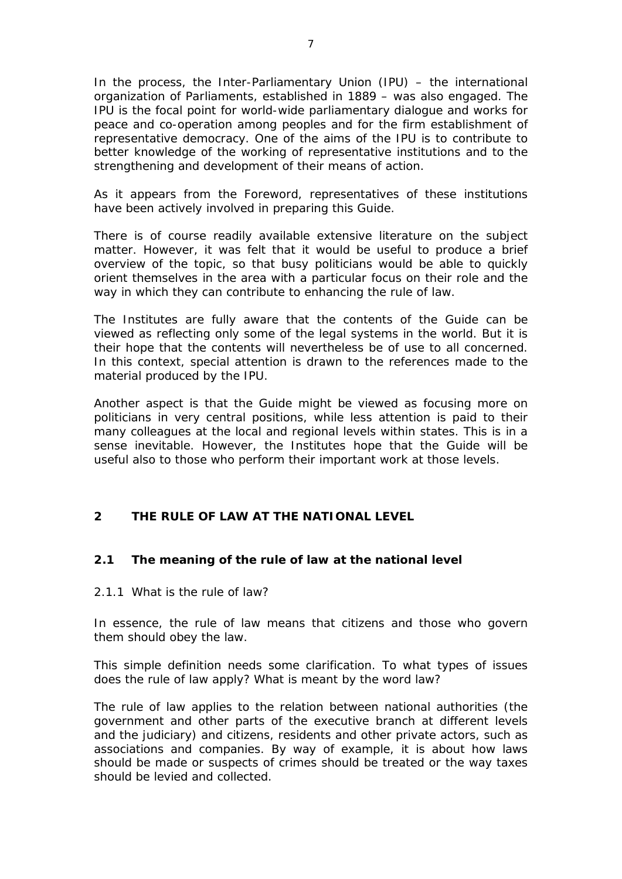In the process, the Inter-Parliamentary Union (IPU) – the international organization of Parliaments, established in 1889 – was also engaged. The IPU is the focal point for world-wide parliamentary dialogue and works for peace and co-operation among peoples and for the firm establishment of representative democracy. One of the aims of the IPU is to contribute to better knowledge of the working of representative institutions and to the strengthening and development of their means of action.

As it appears from the Foreword, representatives of these institutions have been actively involved in preparing this Guide.

There is of course readily available extensive literature on the subject matter. However, it was felt that it would be useful to produce a brief overview of the topic, so that busy politicians would be able to quickly orient themselves in the area with a particular focus on their role and the way in which they can contribute to enhancing the rule of law.

The Institutes are fully aware that the contents of the Guide can be viewed as reflecting only some of the legal systems in the world. But it is their hope that the contents will nevertheless be of use to all concerned. In this context, special attention is drawn to the references made to the material produced by the IPU.

Another aspect is that the Guide might be viewed as focusing more on politicians in very central positions, while less attention is paid to their many colleagues at the local and regional levels within states. This is in a sense inevitable. However, the Institutes hope that the Guide will be useful also to those who perform their important work at those levels.

## 2 THE RULE OF LAW AT THE NATIONAL LEVEL

### 2.1 The meaning of the rule of law at the national level

#### 2.1.1 What is the rule of law?

In essence, the rule of law means that citizens and those who govern them should obey the law.

This simple definition needs some clarification. To what types of issues does the rule of law apply? What is meant by the word law?

The rule of law applies to the relation between national authorities (the government and other parts of the executive branch at different levels and the judiciary) and citizens, residents and other private actors, such as associations and companies. By way of example, it is about how laws should be made or suspects of crimes should be treated or the way taxes should be levied and collected.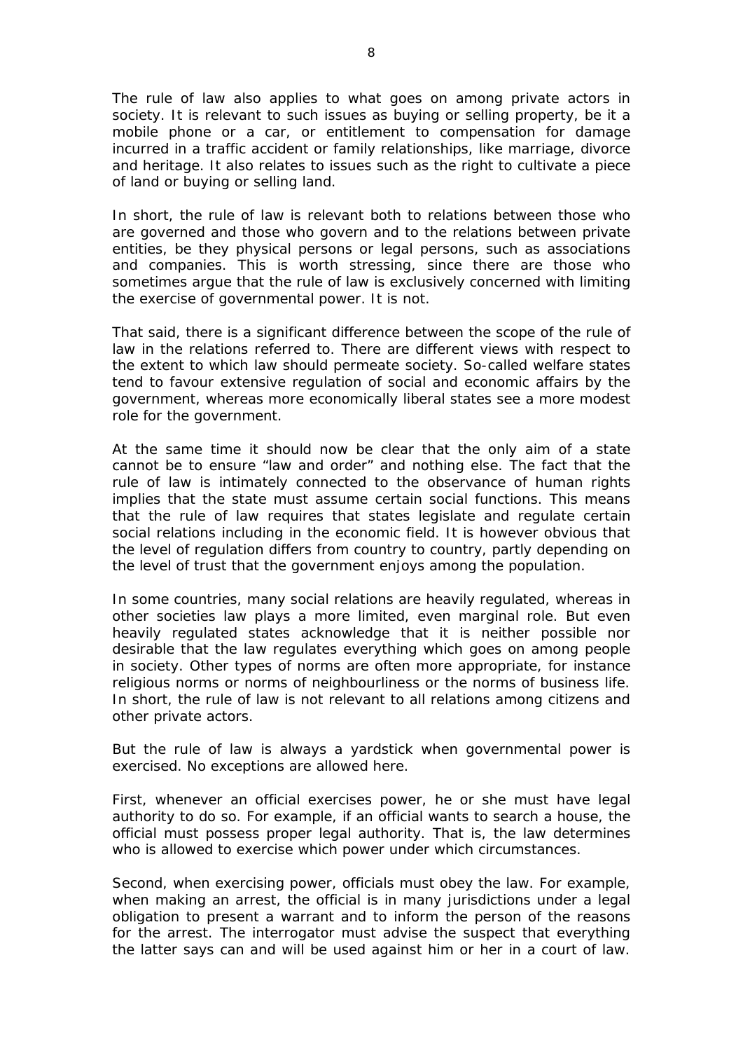The rule of law also applies to what goes on among private actors in society. It is relevant to such issues as buying or selling property, be it a mobile phone or a car, or entitlement to compensation for damage incurred in a traffic accident or family relationships, like marriage, divorce and heritage. It also relates to issues such as the right to cultivate a piece of land or buying or selling land.

In short, the rule of law is relevant both to relations between those who are governed and those who govern and to the relations between private entities, be they physical persons or legal persons, such as associations and companies. This is worth stressing, since there are those who sometimes argue that the rule of law is exclusively concerned with limiting the exercise of governmental power. It is not.

That said, there is a significant difference between the scope of the rule of law in the relations referred to. There are different views with respect to the extent to which law should permeate society. So-called welfare states tend to favour extensive regulation of social and economic affairs by the government, whereas more economically liberal states see a more modest role for the government.

At the same time it should now be clear that the only aim of a state cannot be to ensure "law and order" and nothing else. The fact that the rule of law is intimately connected to the observance of human rights implies that the state must assume certain social functions. This means that the rule of law requires that states legislate and regulate certain social relations including in the economic field. It is however obvious that the level of regulation differs from country to country, partly depending on the level of trust that the government enjoys among the population.

In some countries, many social relations are heavily regulated, whereas in other societies law plays a more limited, even marginal role. But even heavily regulated states acknowledge that it is neither possible nor desirable that the law regulates everything which goes on among people in society. Other types of norms are often more appropriate, for instance religious norms or norms of neighbourliness or the norms of business life. In short, the rule of law is not relevant to all relations among citizens and other private actors.

But the rule of law is always a yardstick when governmental power is exercised. No exceptions are allowed here.

First, whenever an official exercises power, he or she must have legal authority to do so. For example, if an official wants to search a house, the official must possess proper legal authority. That is, the law determines who is allowed to exercise which power under which circumstances.

Second, when exercising power, officials must obey the law. For example, when making an arrest, the official is in many jurisdictions under a legal obligation to present a warrant and to inform the person of the reasons for the arrest. The interrogator must advise the suspect that everything the latter says can and will be used against him or her in a court of law.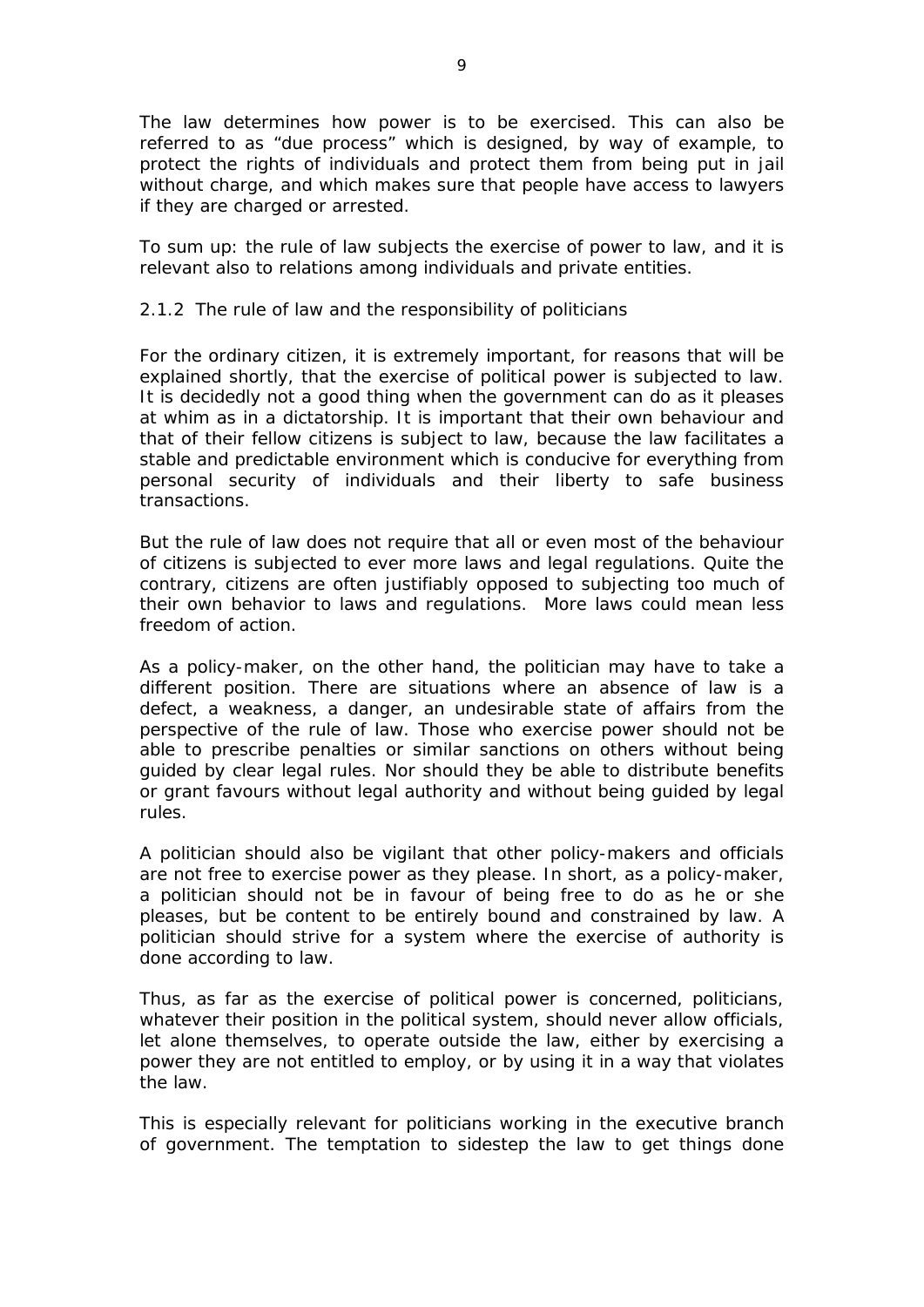The law determines how power is to be exercised. This can also be referred to as "due process" which is designed, by way of example, to protect the rights of individuals and protect them from being put in jail without charge, and which makes sure that people have access to lawyers if they are charged or arrested.

To sum up: the rule of law subjects the exercise of power to law, and it is relevant also to relations among individuals and private entities.

### 2.1.2 The rule of law and the responsibility of politicians

For the ordinary citizen, it is extremely important, for reasons that will be explained shortly, that the exercise of political power is subjected to law. It is decidedly not a good thing when the government can do as it pleases at whim as in a dictatorship. It is important that their own behaviour and that of their fellow citizens is subject to law, because the law facilitates a stable and predictable environment which is conducive for everything from personal security of individuals and their liberty to safe business transactions.

But the rule of law does not require that all or even most of the behaviour of citizens is subjected to ever more laws and legal regulations. Quite the contrary, citizens are often justifiably opposed to subjecting too much of their own behavior to laws and regulations. More laws could mean less freedom of action.

As a policy-maker, on the other hand, the politician may have to take a different position. There are situations where an absence of law is a defect, a weakness, a danger, an undesirable state of affairs from the perspective of the rule of law. Those who exercise power should not be able to prescribe penalties or similar sanctions on others without being guided by clear legal rules. Nor should they be able to distribute benefits or grant favours without legal authority and without being guided by legal rules.

A politician should also be vigilant that other policy-makers and officials are not free to exercise power as they please. In short, as a policy-maker, a politician should not be in favour of being free to do as he or she pleases, but be content to be entirely bound and constrained by law. A politician should strive for a system where the exercise of authority is done according to law.

Thus, as far as the exercise of political power is concerned, politicians, whatever their position in the political system, should never allow officials, let alone themselves, to operate outside the law, either by exercising a power they are not entitled to employ, or by using it in a way that violates the law.

This is especially relevant for politicians working in the executive branch of government. The temptation to sidestep the law to get things done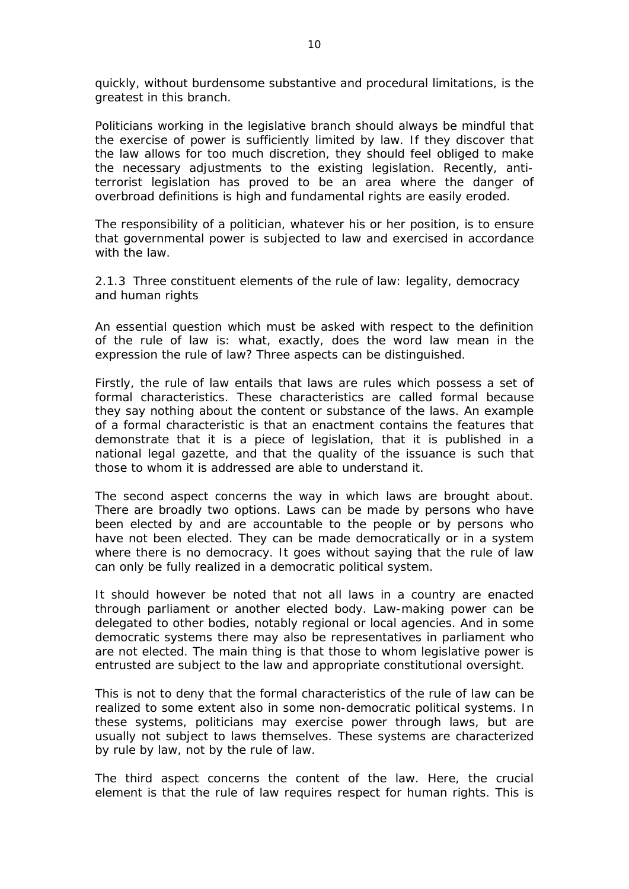quickly, without burdensome substantive and procedural limitations, is the greatest in this branch.

Politicians working in the legislative branch should always be mindful that the exercise of power is sufficiently limited by law. If they discover that the law allows for too much discretion, they should feel obliged to make the necessary adjustments to the existing legislation. Recently, anti-terrorist legislation has proved to be an area where the danger of overbroad definitions is high and fundamental rights are easily eroded.

The responsibility of a politician, whatever his or her position, is to ensure that governmental power is subjected to law and exercised in accordance with the law.

### 2.1.3 Three constituent elements of the rule of law: legality, democracy and human rights

An essential question which must be asked with respect to the definition of the rule of law is: what, exactly, does the word law mean in the expression the rule of law? Three aspects can be distinguished.

Firstly, the rule of law entails that laws are rules which possess a set of formal characteristics. These characteristics are called formal because they say nothing about the content or substance of the laws. An example of a formal characteristic is that an enactment contains the features that demonstrate that it is a piece of legislation, that it is published in a national legal gazette, and that the quality of the issuance is such that those to whom it is addressed are able to understand it.

The second aspect concerns the way in which laws are brought about. There are broadly two options. Laws can be made by persons who have been elected by and are accountable to the people or by persons who have not been elected. They can be made democratically or in a system where there is no democracy. It goes without saying that the rule of law can only be fully realized in a democratic political system.

It should however be noted that not all laws in a country are enacted through parliament or another elected body. Law-making power can be delegated to other bodies, notably regional or local agencies. And in some democratic systems there may also be representatives in parliament who are not elected. The main thing is that those to whom legislative power is entrusted are subject to the law and appropriate constitutional oversight.

This is not to deny that the formal characteristics of the rule of law can be realized to some extent also in some non-democratic political systems. In these systems, politicians may exercise power through laws, but are usually not subject to laws themselves. These systems are characterized by rule by law, not by the rule of law.

The third aspect concerns the content of the law. Here, the crucial element is that the rule of law requires respect for human rights. This is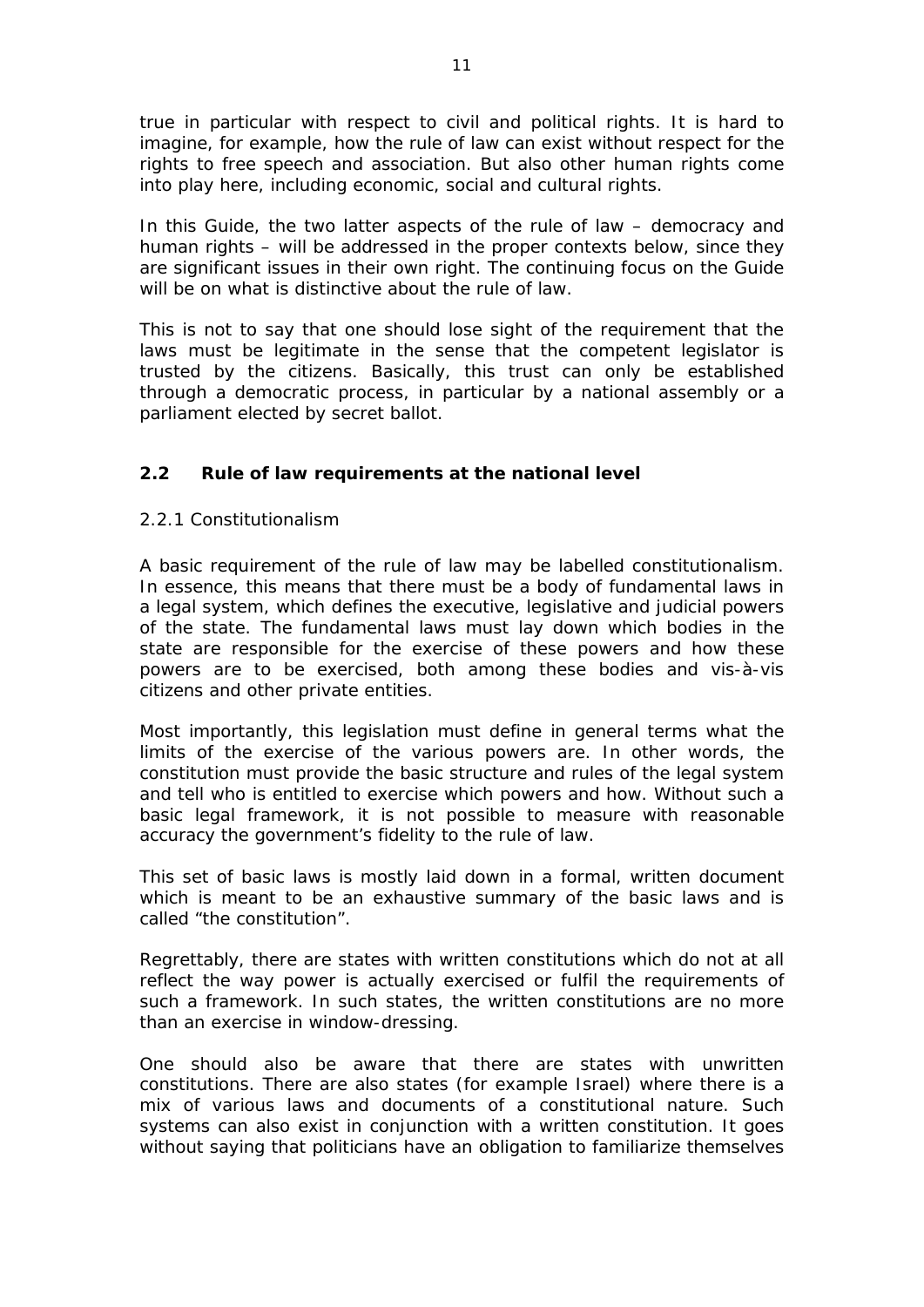true in particular with respect to civil and political rights. It is hard to imagine, for example, how the rule of law can exist without respect for the rights to free speech and association. But also other human rights come into play here, including economic, social and cultural rights.

In this Guide, the two latter aspects of the rule of law – democracy and human rights – will be addressed in the proper contexts below, since they are significant issues in their own right. The continuing focus on the Guide will be on what is distinctive about the rule of law.

This is not to say that one should lose sight of the requirement that the laws must be legitimate in the sense that the competent legislator is trusted by the citizens. Basically, this trust can only be established through a democratic process, in particular by a national assembly or a parliament elected by secret ballot.

## 2.2 Rule of law requirements at the national level

### 2.2.1 Constitutionalism

A basic requirement of the rule of law may be labelled constitutionalism. In essence, this means that there must be a body of fundamental laws in a legal system, which defines the executive, legislative and judicial powers of the state. The fundamental laws must lay down which bodies in the state are responsible for the exercise of these powers and how these powers are to be exercised, both among these bodies and vis-à-vis citizens and other private entities.

Most importantly, this legislation must define in general terms what the limits of the exercise of the various powers are. In other words, the constitution must provide the basic structure and rules of the legal system and tell who is entitled to exercise which powers and how. Without such a basic legal framework, it is not possible to measure with reasonable accuracy the government's fidelity to the rule of law.

This set of basic laws is mostly laid down in a formal, written document which is meant to be an exhaustive summary of the basic laws and is called "the constitution".

Regrettably, there are states with written constitutions which do not at all reflect the way power is actually exercised or fulfil the requirements of such a framework. In such states, the written constitutions are no more than an exercise in window-dressing.

One should also be aware that there are states with unwritten constitutions. There are also states (for example Israel) where there is a mix of various laws and documents of a constitutional nature. Such systems can also exist in conjunction with a written constitution. It goes without saying that politicians have an obligation to familiarize themselves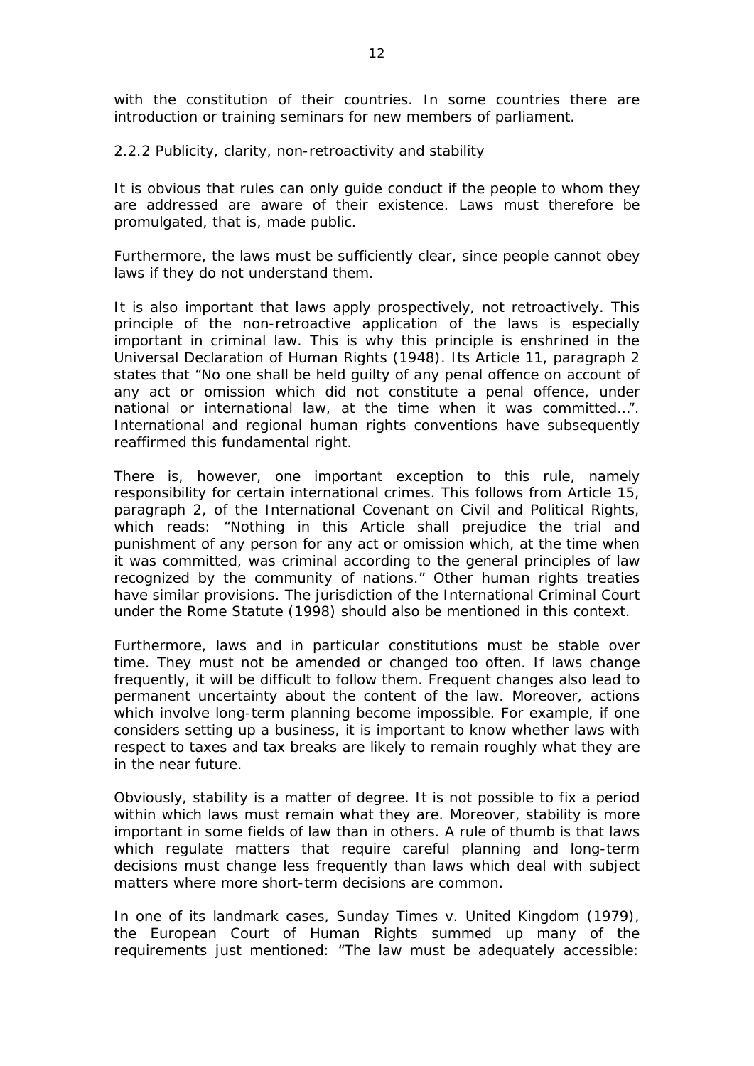with the constitution of their countries. In some countries there are introduction or training seminars for new members of parliament.

### 2.2.2 Publicity, clarity, non-retroactivity and stability

It is obvious that rules can only guide conduct if the people to whom they are addressed are aware of their existence. Laws must therefore be promulgated, that is, made public.

Furthermore, the laws must be sufficiently clear, since people cannot obey laws if they do not understand them.

It is also important that laws apply prospectively, not retroactively. This principle of the non-retroactive application of the laws is especially important in criminal law. This is why this principle is enshrined in the Universal Declaration of Human Rights (1948). Its Article 11, paragraph 2 states that "No one shall be held guilty of any penal offence on account of any act or omission which did not constitute a penal offence, under national or international law, at the time when it was committed…". International and regional human rights conventions have subsequently reaffirmed this fundamental right.

There is, however, one important exception to this rule, namely responsibility for certain international crimes. This follows from Article 15, paragraph 2, of the International Covenant on Civil and Political Rights, which reads: "Nothing in this Article shall prejudice the trial and punishment of any person for any act or omission which, at the time when it was committed, was criminal according to the general principles of law recognized by the community of nations." Other human rights treaties have similar provisions. The jurisdiction of the International Criminal Court under the Rome Statute (1998) should also be mentioned in this context.

Furthermore, laws and in particular constitutions must be stable over time. They must not be amended or changed too often. If laws change frequently, it will be difficult to follow them. Frequent changes also lead to permanent uncertainty about the content of the law. Moreover, actions which involve long-term planning become impossible. For example, if one considers setting up a business, it is important to know whether laws with respect to taxes and tax breaks are likely to remain roughly what they are in the near future.

Obviously, stability is a matter of degree. It is not possible to fix a period within which laws must remain what they are. Moreover, stability is more important in some fields of law than in others. A rule of thumb is that laws which regulate matters that require careful planning and long-term decisions must change less frequently than laws which deal with subject matters where more short-term decisions are common.

In one of its landmark cases, Sunday Times v. United Kingdom (1979), the European Court of Human Rights summed up many of the requirements just mentioned: "The law must be adequately accessible: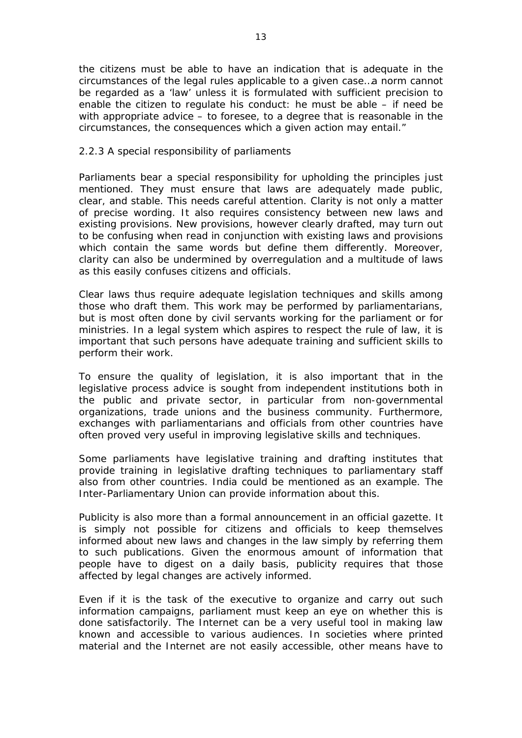the citizens must be able to have an indication that is adequate in the circumstances of the legal rules applicable to a given case…a norm cannot be regarded as a 'law' unless it is formulated with sufficient precision to enable the citizen to regulate his conduct: he must be able – if need be with appropriate advice – to foresee, to a degree that is reasonable in the circumstances, the consequences which a given action may entail."

### 2.2.3 A special responsibility of parliaments

Parliaments bear a special responsibility for upholding the principles just mentioned. They must ensure that laws are adequately made public, clear, and stable. This needs careful attention. Clarity is not only a matter of precise wording. It also requires consistency between new laws and existing provisions. New provisions, however clearly drafted, may turn out to be confusing when read in conjunction with existing laws and provisions which contain the same words but define them differently. Moreover, clarity can also be undermined by overregulation and a multitude of laws as this easily confuses citizens and officials.

Clear laws thus require adequate legislation techniques and skills among those who draft them. This work may be performed by parliamentarians, but is most often done by civil servants working for the parliament or for ministries. In a legal system which aspires to respect the rule of law, it is important that such persons have adequate training and sufficient skills to perform their work.

To ensure the quality of legislation, it is also important that in the legislative process advice is sought from independent institutions both in the public and private sector, in particular from non-governmental organizations, trade unions and the business community. Furthermore, exchanges with parliamentarians and officials from other countries have often proved very useful in improving legislative skills and techniques.

Some parliaments have legislative training and drafting institutes that provide training in legislative drafting techniques to parliamentary staff also from other countries. India could be mentioned as an example. The Inter-Parliamentary Union can provide information about this.

Publicity is also more than a formal announcement in an official gazette. It is simply not possible for citizens and officials to keep themselves informed about new laws and changes in the law simply by referring them to such publications. Given the enormous amount of information that people have to digest on a daily basis, publicity requires that those affected by legal changes are actively informed.

Even if it is the task of the executive to organize and carry out such information campaigns, parliament must keep an eye on whether this is done satisfactorily. The Internet can be a very useful tool in making law known and accessible to various audiences. In societies where printed material and the Internet are not easily accessible, other means have to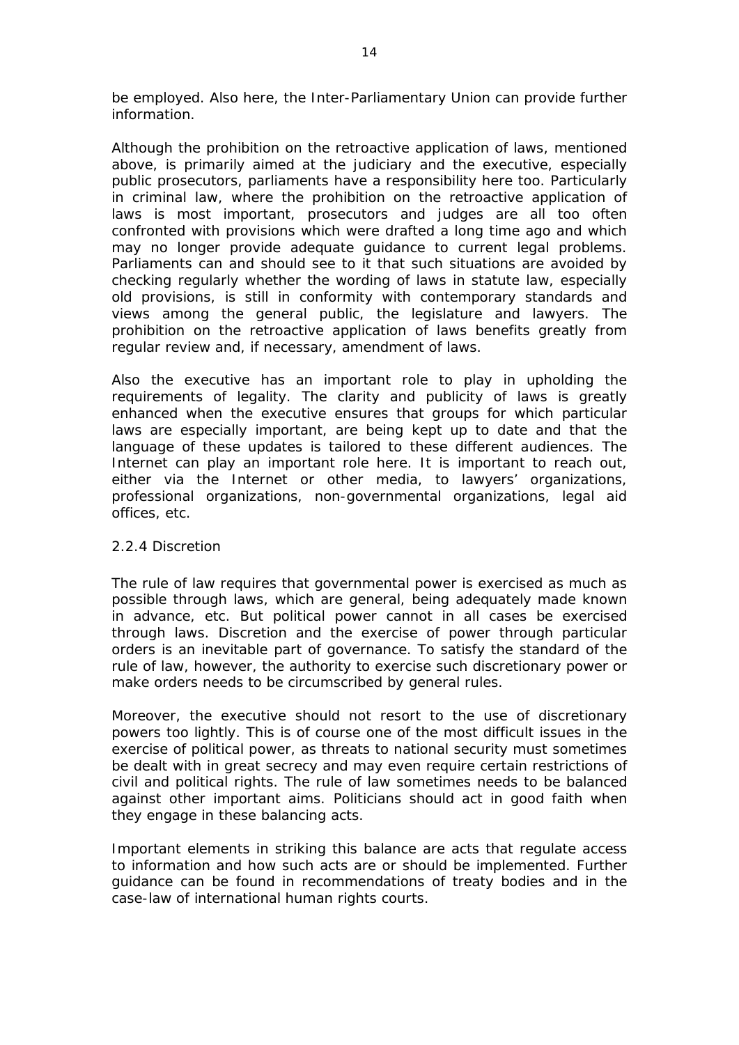be employed. Also here, the Inter-Parliamentary Union can provide further information.

Although the prohibition on the retroactive application of laws, mentioned above, is primarily aimed at the judiciary and the executive, especially public prosecutors, parliaments have a responsibility here too. Particularly in criminal law, where the prohibition on the retroactive application of laws is most important, prosecutors and judges are all too often confronted with provisions which were drafted a long time ago and which may no longer provide adequate guidance to current legal problems. Parliaments can and should see to it that such situations are avoided by checking regularly whether the wording of laws in statute law, especially old provisions, is still in conformity with contemporary standards and views among the general public, the legislature and lawyers. The prohibition on the retroactive application of laws benefits greatly from regular review and, if necessary, amendment of laws.

Also the executive has an important role to play in upholding the requirements of legality. The clarity and publicity of laws is greatly enhanced when the executive ensures that groups for which particular laws are especially important, are being kept up to date and that the language of these updates is tailored to these different audiences. The Internet can play an important role here. It is important to reach out, either via the Internet or other media, to lawyers' organizations, professional organizations, non-governmental organizations, legal aid offices, etc.

### 2.2.4 Discretion

The rule of law requires that governmental power is exercised as much as possible through laws, which are general, being adequately made known in advance, etc. But political power cannot in all cases be exercised through laws. Discretion and the exercise of power through particular orders is an inevitable part of governance. To satisfy the standard of the rule of law, however, the authority to exercise such discretionary power or make orders needs to be circumscribed by general rules.

Moreover, the executive should not resort to the use of discretionary powers too lightly. This is of course one of the most difficult issues in the exercise of political power, as threats to national security must sometimes be dealt with in great secrecy and may even require certain restrictions of civil and political rights. The rule of law sometimes needs to be balanced against other important aims. Politicians should act in good faith when they engage in these balancing acts.

Important elements in striking this balance are acts that regulate access to information and how such acts are or should be implemented. Further guidance can be found in recommendations of treaty bodies and in the case-law of international human rights courts.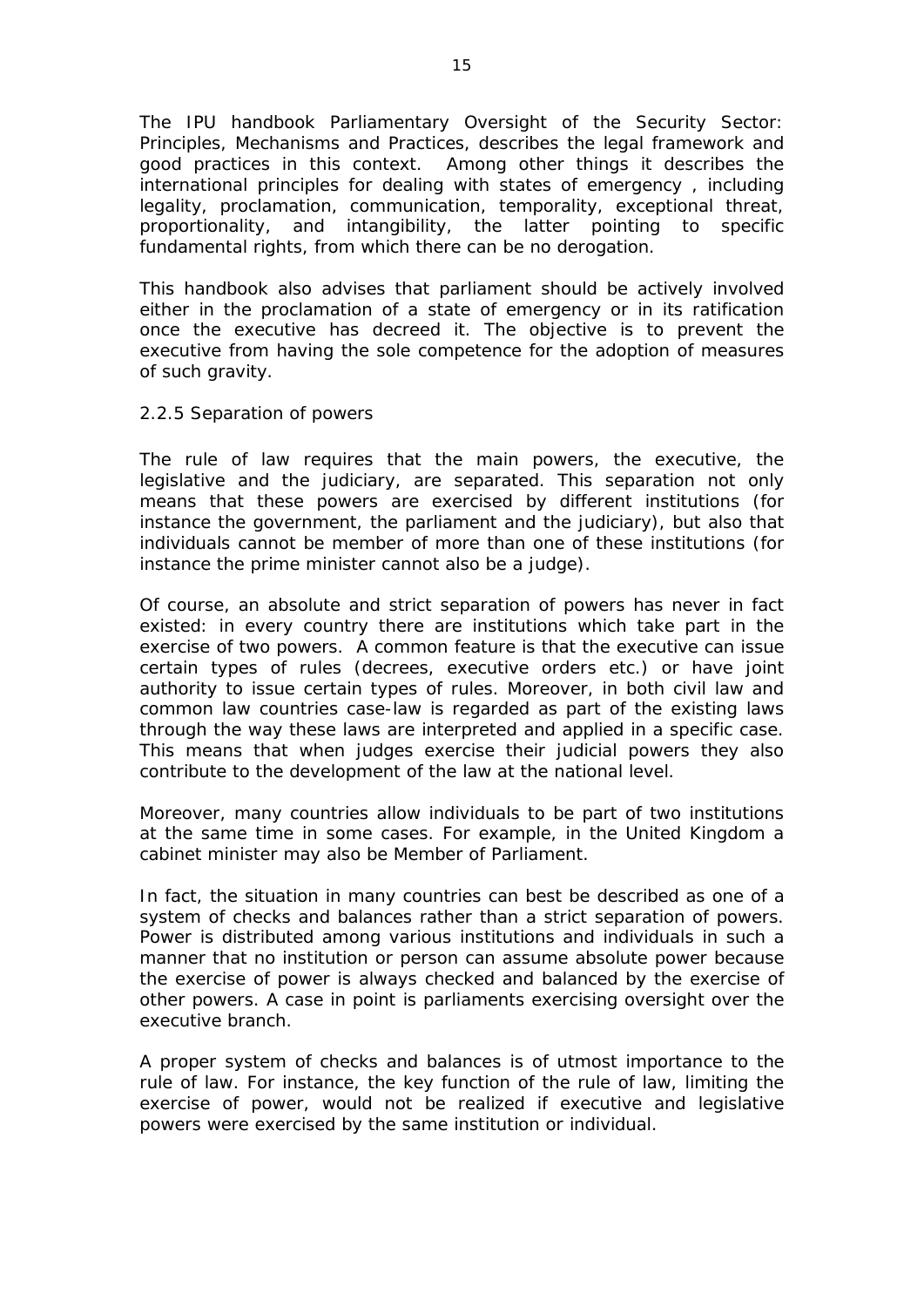The IPU handbook Parliamentary Oversight of the Security Sector: Principles, Mechanisms and Practices, describes the legal framework and good practices in this context. Among other things it describes the international principles for dealing with states of emergency , including legality, proclamation, communication, temporality, exceptional threat, proportionality, and intangibility, the latter pointing to specific fundamental rights, from which there can be no derogation.

This handbook also advises that parliament should be actively involved either in the proclamation of a state of emergency or in its ratification once the executive has decreed it. The objective is to prevent the executive from having the sole competence for the adoption of measures of such gravity.

### 2.2.5 Separation of powers

The rule of law requires that the main powers, the executive, the legislative and the judiciary, are separated. This separation not only means that these powers are exercised by different institutions (for instance the government, the parliament and the judiciary), but also that individuals cannot be member of more than one of these institutions (for instance the prime minister cannot also be a judge).

Of course, an absolute and strict separation of powers has never in fact existed: in every country there are institutions which take part in the exercise of two powers. A common feature is that the executive can issue certain types of rules (decrees, executive orders etc.) or have joint authority to issue certain types of rules. Moreover, in both civil law and common law countries case-law is regarded as part of the existing laws through the way these laws are interpreted and applied in a specific case. This means that when judges exercise their judicial powers they also contribute to the development of the law at the national level.

Moreover, many countries allow individuals to be part of two institutions at the same time in some cases. For example, in the United Kingdom a cabinet minister may also be Member of Parliament.

In fact, the situation in many countries can best be described as one of a system of checks and balances rather than a strict separation of powers. Power is distributed among various institutions and individuals in such a manner that no institution or person can assume absolute power because the exercise of power is always checked and balanced by the exercise of other powers. A case in point is parliaments exercising oversight over the executive branch.

A proper system of checks and balances is of utmost importance to the rule of law. For instance, the key function of the rule of law, limiting the exercise of power, would not be realized if executive and legislative powers were exercised by the same institution or individual.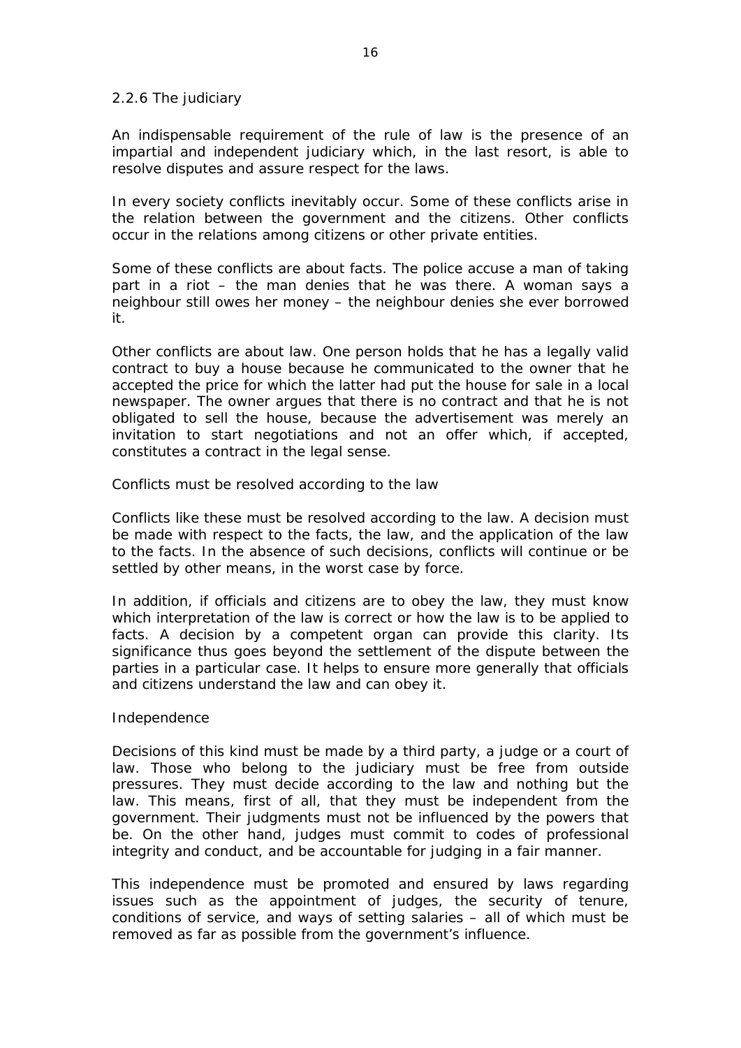### 2.2.6 The judiciary

An indispensable requirement of the rule of law is the presence of an impartial and independent judiciary which, in the last resort, is able to resolve disputes and assure respect for the laws.

In every society conflicts inevitably occur. Some of these conflicts arise in the relation between the government and the citizens. Other conflicts occur in the relations among citizens or other private entities.

Some of these conflicts are about facts. The police accuse a man of taking part in a riot – the man denies that he was there. A woman says a neighbour still owes her money – the neighbour denies she ever borrowed it.

Other conflicts are about law. One person holds that he has a legally valid contract to buy a house because he communicated to the owner that he accepted the price for which the latter had put the house for sale in a local newspaper. The owner argues that there is no contract and that he is not obligated to sell the house, because the advertisement was merely an invitation to start negotiations and not an offer which, if accepted, constitutes a contract in the legal sense.

#### Conflicts must be resolved according to the law

Conflicts like these must be resolved according to the law. A decision must be made with respect to the facts, the law, and the application of the law to the facts. In the absence of such decisions, conflicts will continue or be settled by other means, in the worst case by force.

In addition, if officials and citizens are to obey the law, they must know which interpretation of the law is correct or how the law is to be applied to facts. A decision by a competent organ can provide this clarity. Its significance thus goes beyond the settlement of the dispute between the parties in a particular case. It helps to ensure more generally that officials and citizens understand the law and can obey it.

#### Independence

Decisions of this kind must be made by a third party, a judge or a court of law. Those who belong to the judiciary must be free from outside pressures. They must decide according to the law and nothing but the law. This means, first of all, that they must be independent from the government. Their judgments must not be influenced by the powers that be. On the other hand, judges must commit to codes of professional integrity and conduct, and be accountable for judging in a fair manner.

This independence must be promoted and ensured by laws regarding issues such as the appointment of judges, the security of tenure, conditions of service, and ways of setting salaries – all of which must be removed as far as possible from the government's influence.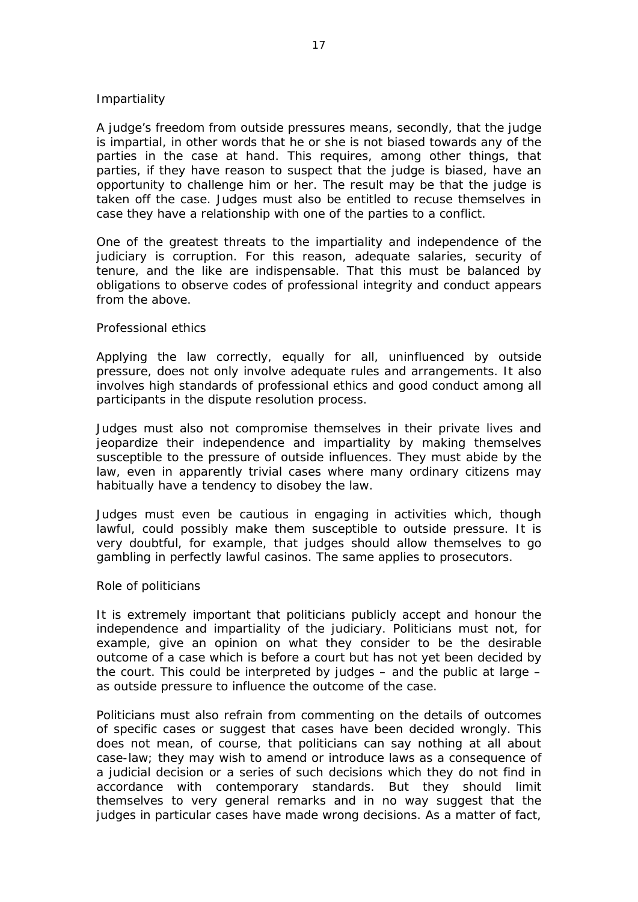### Impartiality

A judge's freedom from outside pressures means, secondly, that the judge is impartial, in other words that he or she is not biased towards any of the parties in the case at hand. This requires, among other things, that parties, if they have reason to suspect that the judge is biased, have an opportunity to challenge him or her. The result may be that the judge is taken off the case. Judges must also be entitled to recuse themselves in case they have a relationship with one of the parties to a conflict.

One of the greatest threats to the impartiality and independence of the judiciary is corruption. For this reason, adequate salaries, security of tenure, and the like are indispensable. That this must be balanced by obligations to observe codes of professional integrity and conduct appears from the above.

### Professional ethics

Applying the law correctly, equally for all, uninfluenced by outside pressure, does not only involve adequate rules and arrangements. It also involves high standards of professional ethics and good conduct among all participants in the dispute resolution process.

Judges must also not compromise themselves in their private lives and jeopardize their independence and impartiality by making themselves susceptible to the pressure of outside influences. They must abide by the law, even in apparently trivial cases where many ordinary citizens may habitually have a tendency to disobey the law.

Judges must even be cautious in engaging in activities which, though lawful, could possibly make them susceptible to outside pressure. It is very doubtful, for example, that judges should allow themselves to go gambling in perfectly lawful casinos. The same applies to prosecutors.

### Role of politicians

It is extremely important that politicians publicly accept and honour the independence and impartiality of the judiciary. Politicians must not, for example, give an opinion on what they consider to be the desirable outcome of a case which is before a court but has not yet been decided by the court. This could be interpreted by judges – and the public at large – as outside pressure to influence the outcome of the case.

Politicians must also refrain from commenting on the details of outcomes of specific cases or suggest that cases have been decided wrongly. This does not mean, of course, that politicians can say nothing at all about case-law; they may wish to amend or introduce laws as a consequence of a judicial decision or a series of such decisions which they do not find in accordance with contemporary standards. But they should limit themselves to very general remarks and in no way suggest that the judges in particular cases have made wrong decisions. As a matter of fact,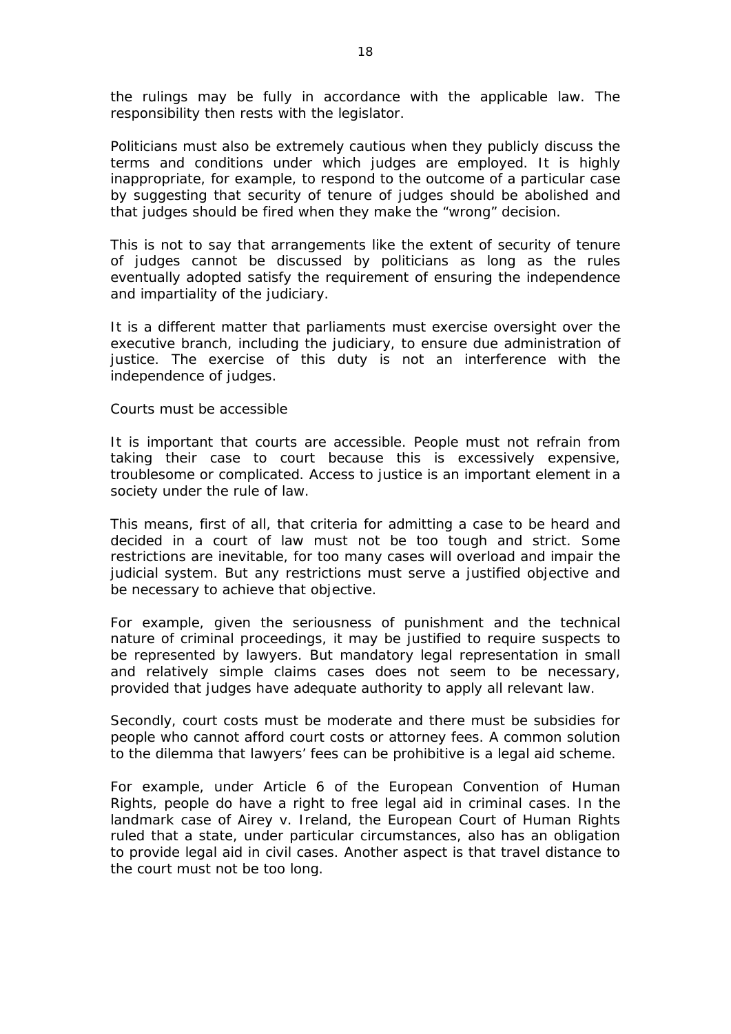the rulings may be fully in accordance with the applicable law. The responsibility then rests with the legislator.

Politicians must also be extremely cautious when they publicly discuss the terms and conditions under which judges are employed. It is highly inappropriate, for example, to respond to the outcome of a particular case by suggesting that security of tenure of judges should be abolished and that judges should be fired when they make the "wrong" decision.

This is not to say that arrangements like the extent of security of tenure of judges cannot be discussed by politicians as long as the rules eventually adopted satisfy the requirement of ensuring the independence and impartiality of the judiciary.

It is a different matter that parliaments must exercise oversight over the executive branch, including the judiciary, to ensure due administration of justice. The exercise of this duty is not an interference with the independence of judges.

## Courts must be accessible

It is important that courts are accessible. People must not refrain from taking their case to court because this is excessively expensive, troublesome or complicated. Access to justice is an important element in a society under the rule of law.

This means, first of all, that criteria for admitting a case to be heard and decided in a court of law must not be too tough and strict. Some restrictions are inevitable, for too many cases will overload and impair the judicial system. But any restrictions must serve a justified objective and be necessary to achieve that objective.

For example, given the seriousness of punishment and the technical nature of criminal proceedings, it may be justified to require suspects to be represented by lawyers. But mandatory legal representation in small and relatively simple claims cases does not seem to be necessary, provided that judges have adequate authority to apply all relevant law.

Secondly, court costs must be moderate and there must be subsidies for people who cannot afford court costs or attorney fees. A common solution to the dilemma that lawyers' fees can be prohibitive is a legal aid scheme.

For example, under Article 6 of the European Convention of Human Rights, people do have a right to free legal aid in criminal cases. In the landmark case of Airey v. Ireland, the European Court of Human Rights ruled that a state, under particular circumstances, also has an obligation to provide legal aid in civil cases. Another aspect is that travel distance to the court must not be too long.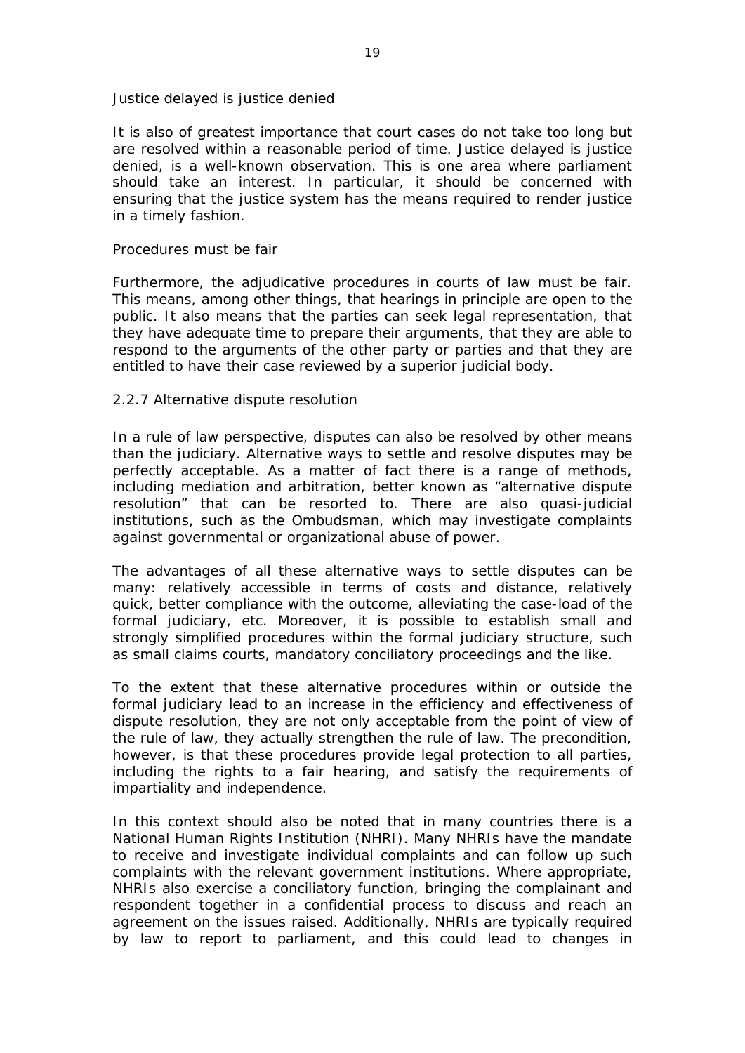#### Justice delayed is justice denied

It is also of greatest importance that court cases do not take too long but are resolved within a reasonable period of time. Justice delayed is justice denied, is a well-known observation. This is one area where parliament should take an interest. In particular, it should be concerned with ensuring that the justice system has the means required to render justice in a timely fashion.

#### Procedures must be fair

Furthermore, the adjudicative procedures in courts of law must be fair. This means, among other things, that hearings in principle are open to the public. It also means that the parties can seek legal representation, that they have adequate time to prepare their arguments, that they are able to respond to the arguments of the other party or parties and that they are entitled to have their case reviewed by a superior judicial body.

### 2.2.7 Alternative dispute resolution

In a rule of law perspective, disputes can also be resolved by other means than the judiciary. Alternative ways to settle and resolve disputes may be perfectly acceptable. As a matter of fact there is a range of methods, including mediation and arbitration, better known as "alternative dispute resolution" that can be resorted to. There are also quasi-judicial institutions, such as the Ombudsman, which may investigate complaints against governmental or organizational abuse of power.

The advantages of all these alternative ways to settle disputes can be many: relatively accessible in terms of costs and distance, relatively quick, better compliance with the outcome, alleviating the case-load of the formal judiciary, etc. Moreover, it is possible to establish small and strongly simplified procedures within the formal judiciary structure, such as small claims courts, mandatory conciliatory proceedings and the like.

To the extent that these alternative procedures within or outside the formal judiciary lead to an increase in the efficiency and effectiveness of dispute resolution, they are not only acceptable from the point of view of the rule of law, they actually strengthen the rule of law. The precondition, however, is that these procedures provide legal protection to all parties, including the rights to a fair hearing, and satisfy the requirements of impartiality and independence.

In this context should also be noted that in many countries there is a National Human Rights Institution (NHRI). Many NHRIs have the mandate to receive and investigate individual complaints and can follow up such complaints with the relevant government institutions. Where appropriate, NHRIs also exercise a conciliatory function, bringing the complainant and respondent together in a confidential process to discuss and reach an agreement on the issues raised. Additionally, NHRIs are typically required by law to report to parliament, and this could lead to changes in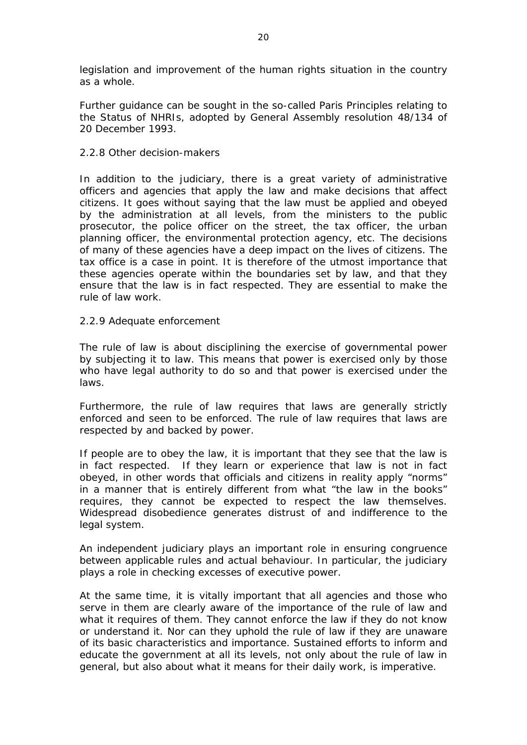legislation and improvement of the human rights situation in the country as a whole.

Further guidance can be sought in the so-called Paris Principles relating to the Status of NHRIs, adopted by General Assembly resolution 48/134 of 20 December 1993.

### 2.2.8 Other decision-makers

In addition to the judiciary, there is a great variety of administrative officers and agencies that apply the law and make decisions that affect citizens. It goes without saying that the law must be applied and obeyed by the administration at all levels, from the ministers to the public prosecutor, the police officer on the street, the tax officer, the urban planning officer, the environmental protection agency, etc. The decisions of many of these agencies have a deep impact on the lives of citizens. The tax office is a case in point. It is therefore of the utmost importance that these agencies operate within the boundaries set by law, and that they ensure that the law is in fact respected. They are essential to make the rule of law work.

### 2.2.9 Adequate enforcement

The rule of law is about disciplining the exercise of governmental power by subjecting it to law. This means that power is exercised only by those who have legal authority to do so and that power is exercised under the laws.

Furthermore, the rule of law requires that laws are generally strictly enforced and seen to be enforced. The rule of law requires that laws are respected by and backed by power.

If people are to obey the law, it is important that they see that the law is in fact respected. If they learn or experience that law is not in fact obeyed, in other words that officials and citizens in reality apply "norms" in a manner that is entirely different from what "the law in the books" requires, they cannot be expected to respect the law themselves. Widespread disobedience generates distrust of and indifference to the legal system.

An independent judiciary plays an important role in ensuring congruence between applicable rules and actual behaviour. In particular, the judiciary plays a role in checking excesses of executive power.

At the same time, it is vitally important that all agencies and those who serve in them are clearly aware of the importance of the rule of law and what it requires of them. They cannot enforce the law if they do not know or understand it. Nor can they uphold the rule of law if they are unaware of its basic characteristics and importance. Sustained efforts to inform and educate the government at all its levels, not only about the rule of law in general, but also about what it means for their daily work, is imperative.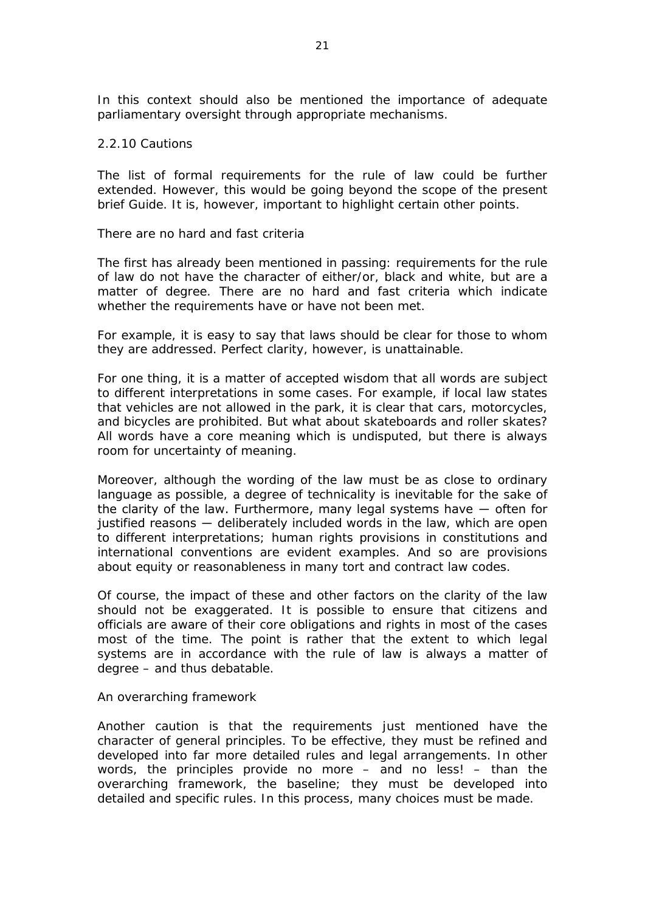In this context should also be mentioned the importance of adequate parliamentary oversight through appropriate mechanisms.

### 2.2.10 Cautions

The list of formal requirements for the rule of law could be further extended. However, this would be going beyond the scope of the present brief Guide. It is, however, important to highlight certain other points.

#### There are no hard and fast criteria

The first has already been mentioned in passing: requirements for the rule of law do not have the character of either/or, black and white, but are a matter of degree. There are no hard and fast criteria which indicate whether the requirements have or have not been met.

For example, it is easy to say that laws should be clear for those to whom they are addressed. Perfect clarity, however, is unattainable.

For one thing, it is a matter of accepted wisdom that all words are subject to different interpretations in some cases. For example, if local law states that vehicles are not allowed in the park, it is clear that cars, motorcycles, and bicycles are prohibited. But what about skateboards and roller skates? All words have a core meaning which is undisputed, but there is always room for uncertainty of meaning.

Moreover, although the wording of the law must be as close to ordinary language as possible, a degree of technicality is inevitable for the sake of the clarity of the law. Furthermore, many legal systems have — often for justified reasons — deliberately included words in the law, which are open to different interpretations; human rights provisions in constitutions and international conventions are evident examples. And so are provisions about equity or reasonableness in many tort and contract law codes.

Of course, the impact of these and other factors on the clarity of the law should not be exaggerated. It is possible to ensure that citizens and officials are aware of their core obligations and rights in most of the cases most of the time. The point is rather that the extent to which legal systems are in accordance with the rule of law is always a matter of degree – and thus debatable.

#### An overarching framework

Another caution is that the requirements just mentioned have the character of general principles. To be effective, they must be refined and developed into far more detailed rules and legal arrangements. In other words, the principles provide no more – and no less! – than the overarching framework, the baseline; they must be developed into detailed and specific rules. In this process, many choices must be made.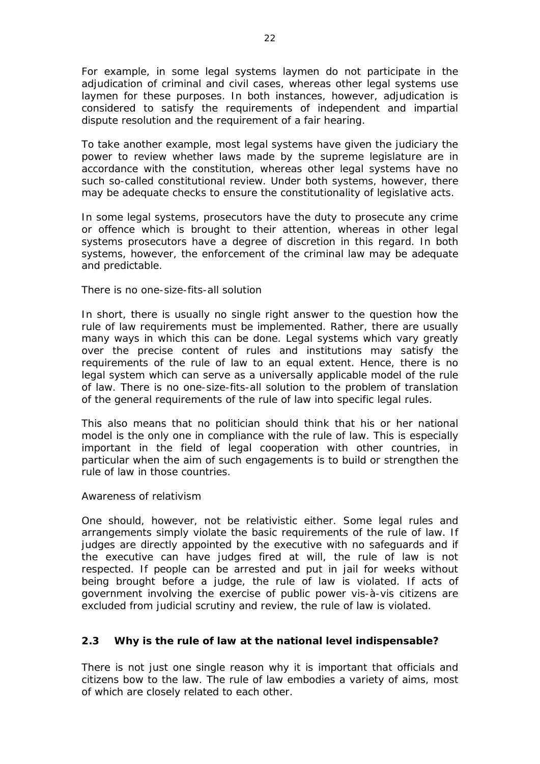For example, in some legal systems laymen do not participate in the adjudication of criminal and civil cases, whereas other legal systems use laymen for these purposes. In both instances, however, adjudication is considered to satisfy the requirements of independent and impartial dispute resolution and the requirement of a fair hearing.

To take another example, most legal systems have given the judiciary the power to review whether laws made by the supreme legislature are in accordance with the constitution, whereas other legal systems have no such so-called constitutional review. Under both systems, however, there may be adequate checks to ensure the constitutionality of legislative acts.

In some legal systems, prosecutors have the duty to prosecute any crime or offence which is brought to their attention, whereas in other legal systems prosecutors have a degree of discretion in this regard. In both systems, however, the enforcement of the criminal law may be adequate and predictable.

*There is no one-size-fits-all solution*

In short, there is usually no single right answer to the question how the rule of law requirements must be implemented. Rather, there are usually many ways in which this can be done. Legal systems which vary greatly over the precise content of rules and institutions may satisfy the requirements of the rule of law to an equal extent. Hence, there is no legal system which can serve as a universally applicable model of the rule of law. There is no one-size-fits-all solution to the problem of translation of the general requirements of the rule of law into specific legal rules.

This also means that no politician should think that his or her national model is the only one in compliance with the rule of law. This is especially important in the field of legal cooperation with other countries, in particular when the aim of such engagements is to build or strengthen the rule of law in those countries.

*Awareness of relativism*

One should, however, not be relativistic either. Some legal rules and arrangements simply violate the basic requirements of the rule of law. If judges are directly appointed by the executive with no safeguards and if the executive can have judges fired at will, the rule of law is not respected. If people can be arrested and put in jail for weeks without being brought before a judge, the rule of law is violated. If acts of government involving the exercise of public power vis-à-vis citizens are excluded from judicial scrutiny and review, the rule of law is violated.

## 2.3 Why is the rule of law at the national level indispensable?

There is not just one single reason why it is important that officials and citizens bow to the law. The rule of law embodies a variety of aims, most of which are closely related to each other.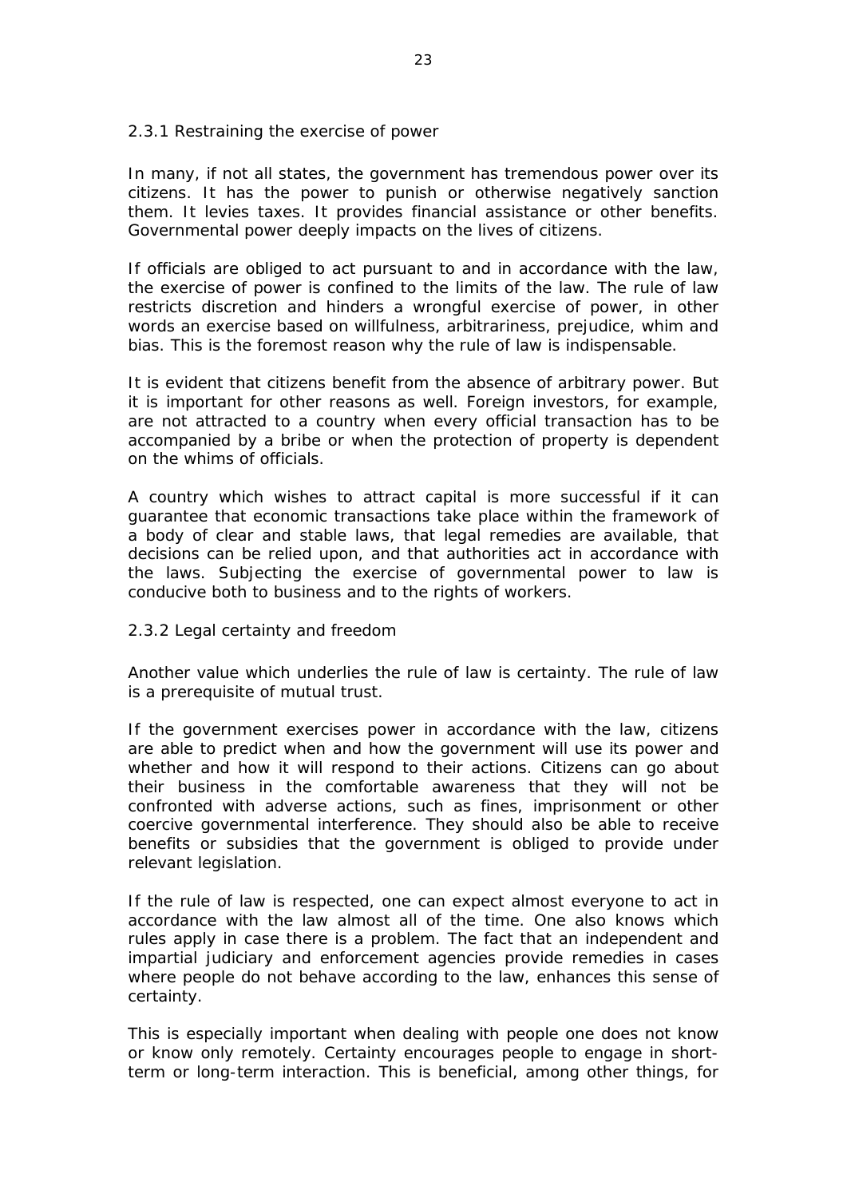### 2.3.1 Restraining the exercise of power

In many, if not all states, the government has tremendous power over its citizens. It has the power to punish or otherwise negatively sanction them. It levies taxes. It provides financial assistance or other benefits. Governmental power deeply impacts on the lives of citizens.

If officials are obliged to act pursuant to and in accordance with the law, the exercise of power is confined to the limits of the law. The rule of law restricts discretion and hinders a wrongful exercise of power, in other words an exercise based on willfulness, arbitrariness, prejudice, whim and bias. This is the foremost reason why the rule of law is indispensable.

It is evident that citizens benefit from the absence of arbitrary power. But it is important for other reasons as well. Foreign investors, for example, are not attracted to a country when every official transaction has to be accompanied by a bribe or when the protection of property is dependent on the whims of officials.

A country which wishes to attract capital is more successful if it can guarantee that economic transactions take place within the framework of a body of clear and stable laws, that legal remedies are available, that decisions can be relied upon, and that authorities act in accordance with the laws. Subjecting the exercise of governmental power to law is conducive both to business and to the rights of workers.

### 2.3.2 Legal certainty and freedom

Another value which underlies the rule of law is certainty. The rule of law is a prerequisite of mutual trust.

If the government exercises power in accordance with the law, citizens are able to predict when and how the government will use its power and whether and how it will respond to their actions. Citizens can go about their business in the comfortable awareness that they will not be confronted with adverse actions, such as fines, imprisonment or other coercive governmental interference. They should also be able to receive benefits or subsidies that the government is obliged to provide under relevant legislation.

If the rule of law is respected, one can expect almost everyone to act in accordance with the law almost all of the time. One also knows which rules apply in case there is a problem. The fact that an independent and impartial judiciary and enforcement agencies provide remedies in cases where people do not behave according to the law, enhances this sense of certainty.

This is especially important when dealing with people one does not know or know only remotely. Certainty encourages people to engage in short-term or long-term interaction. This is beneficial, among other things, for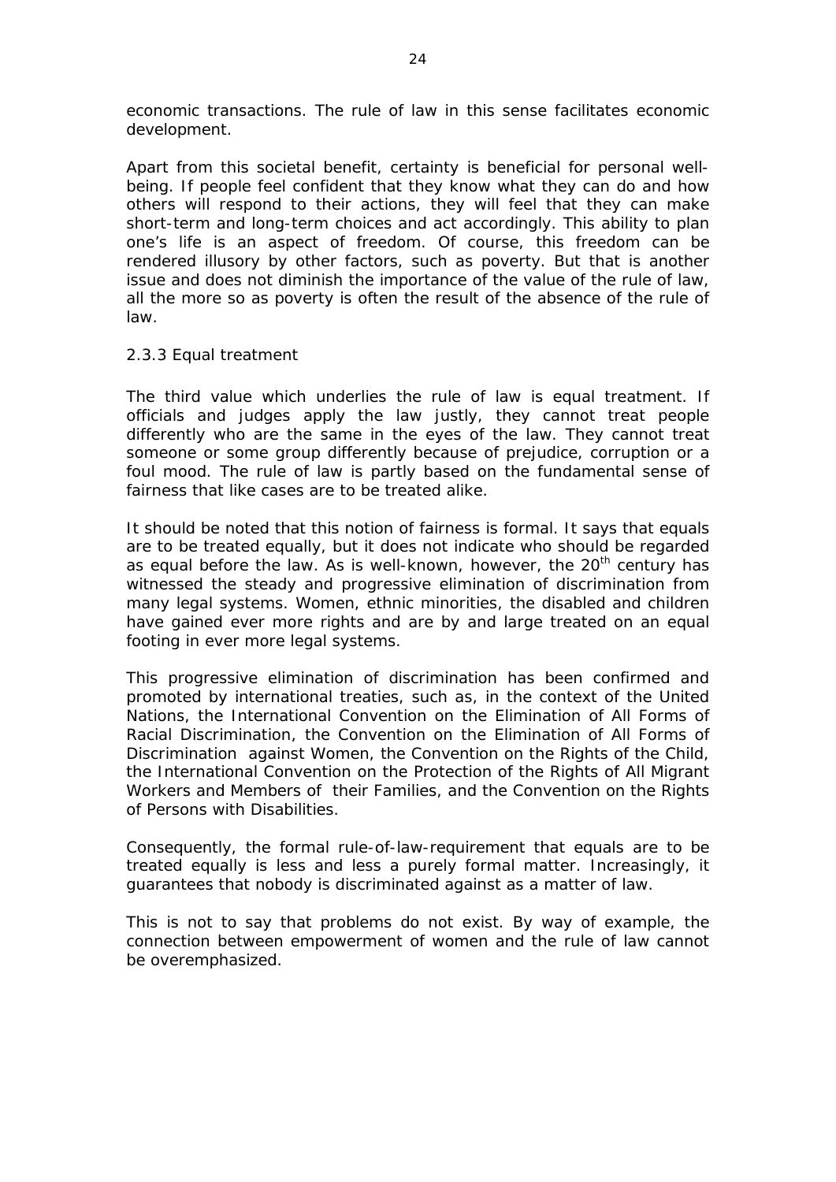economic transactions. The rule of law in this sense facilitates economic development.

Apart from this societal benefit, certainty is beneficial for personal well-being. If people feel confident that they know what they can do and how others will respond to their actions, they will feel that they can make short-term and long-term choices and act accordingly. This ability to plan one's life is an aspect of freedom. Of course, this freedom can be rendered illusory by other factors, such as poverty. But that is another issue and does not diminish the importance of the value of the rule of law, all the more so as poverty is often the result of the absence of the rule of law.

### 2.3.3 Equal treatment

The third value which underlies the rule of law is equal treatment. If officials and judges apply the law justly, they cannot treat people differently who are the same in the eyes of the law. They cannot treat someone or some group differently because of prejudice, corruption or a foul mood. The rule of law is partly based on the fundamental sense of fairness that like cases are to be treated alike.

It should be noted that this notion of fairness is formal. It says that equals are to be treated equally, but it does not indicate who should be regarded as equal before the law. As is well-known, however, the 20th century has witnessed the steady and progressive elimination of discrimination from many legal systems. Women, ethnic minorities, the disabled and children have gained ever more rights and are by and large treated on an equal footing in ever more legal systems.

This progressive elimination of discrimination has been confirmed and promoted by international treaties, such as, in the context of the United Nations, the International Convention on the Elimination of All Forms of Racial Discrimination, the Convention on the Elimination of All Forms of Discrimination against Women, the Convention on the Rights of the Child, the International Convention on the Protection of the Rights of All Migrant Workers and Members of their Families, and the Convention on the Rights of Persons with Disabilities.

Consequently, the formal rule-of-law-requirement that equals are to be treated equally is less and less a purely formal matter. Increasingly, it guarantees that nobody is discriminated against as a matter of law.

This is not to say that problems do not exist. By way of example, the connection between empowerment of women and the rule of law cannot be overemphasized.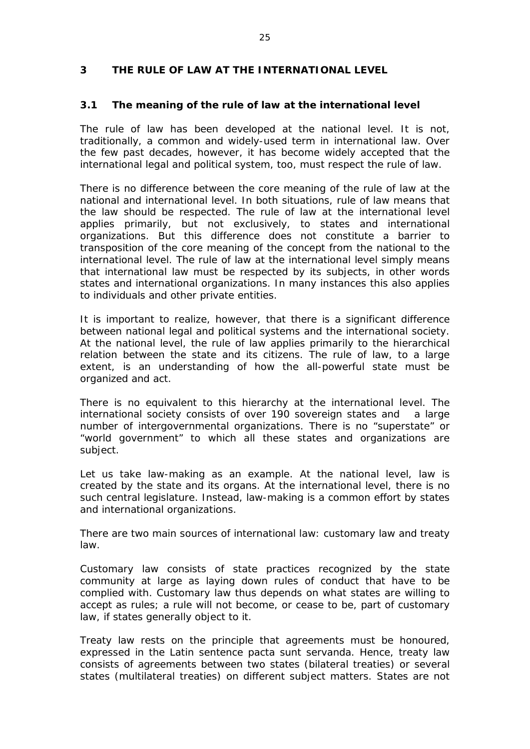# 3 THE RULE OF LAW AT THE INTERNATIONAL LEVEL

## 3.1 The meaning of the rule of law at the international level

The rule of law has been developed at the national level. It is not, traditionally, a common and widely-used term in international law. Over the few past decades, however, it has become widely accepted that the international legal and political system, too, must respect the rule of law.

There is no difference between the core meaning of the rule of law at the national and international level. In both situations, rule of law means that the law should be respected. The rule of law at the international level applies primarily, but not exclusively, to states and international organizations. But this difference does not constitute a barrier to transposition of the core meaning of the concept from the national to the international level. The rule of law at the international level simply means that international law must be respected by its subjects, in other words states and international organizations. In many instances this also applies to individuals and other private entities.

It is important to realize, however, that there is a significant difference between national legal and political systems and the international society. At the national level, the rule of law applies primarily to the hierarchical relation between the state and its citizens. The rule of law, to a large extent, is an understanding of how the all-powerful state must be organized and act.

There is no equivalent to this hierarchy at the international level. The international society consists of over 190 sovereign states and a large number of intergovernmental organizations. There is no "superstate" or "world government" to which all these states and organizations are subject.

Let us take law-making as an example. At the national level, law is created by the state and its organs. At the international level, there is no such central legislature. Instead, law-making is a common effort by states and international organizations.

There are two main sources of international law: customary law and treaty law.

Customary law consists of state practices recognized by the state community at large as laying down rules of conduct that have to be complied with. Customary law thus depends on what states are willing to accept as rules; a rule will not become, or cease to be, part of customary law, if states generally object to it.

Treaty law rests on the principle that agreements must be honoured, expressed in the Latin sentence pacta sunt servanda. Hence, treaty law consists of agreements between two states (bilateral treaties) or several states (multilateral treaties) on different subject matters. States are not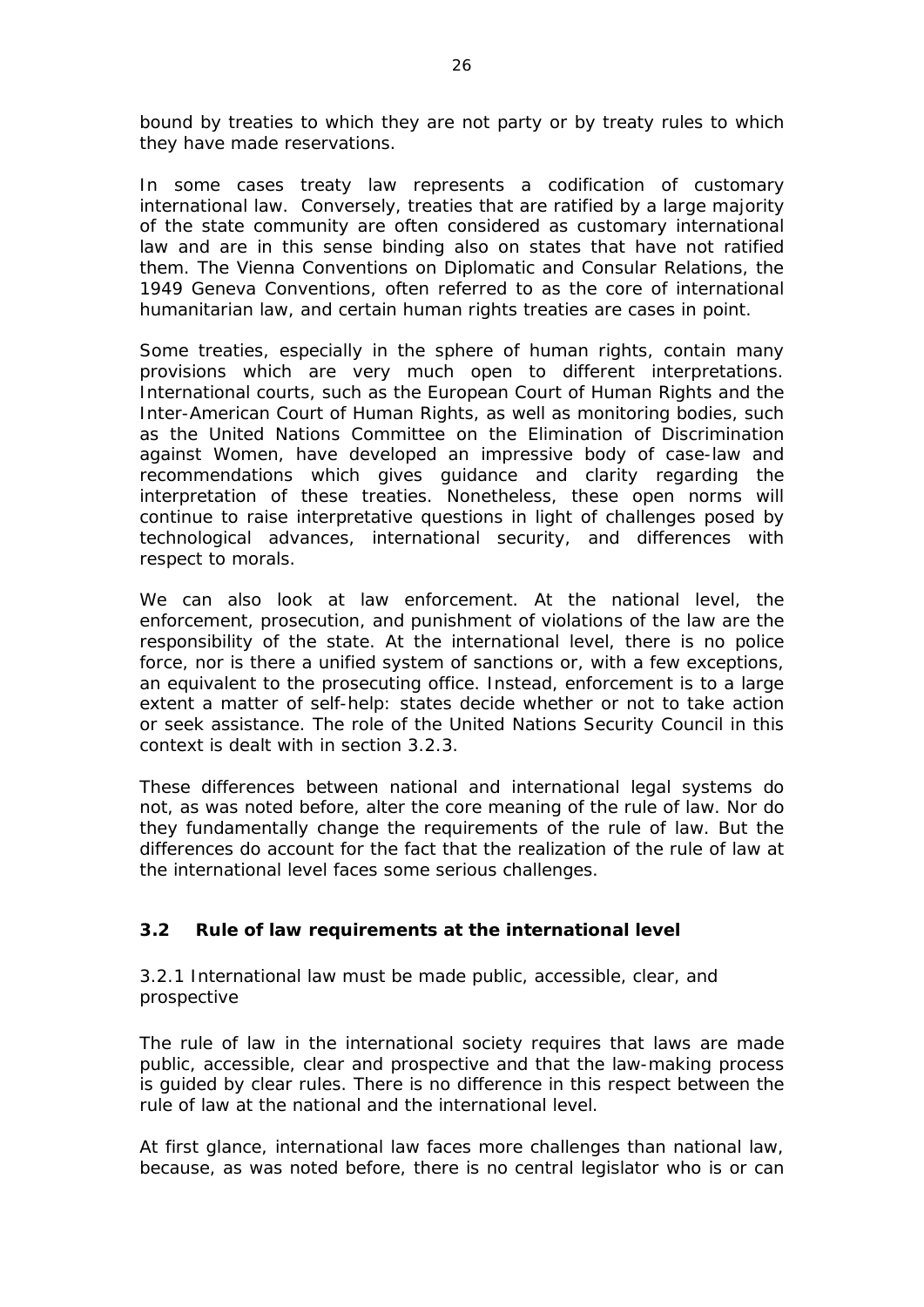bound by treaties to which they are not party or by treaty rules to which they have made reservations.

In some cases treaty law represents a codification of customary international law. Conversely, treaties that are ratified by a large majority of the state community are often considered as customary international law and are in this sense binding also on states that have not ratified them. The Vienna Conventions on Diplomatic and Consular Relations, the 1949 Geneva Conventions, often referred to as the core of international humanitarian law, and certain human rights treaties are cases in point.

Some treaties, especially in the sphere of human rights, contain many provisions which are very much open to different interpretations. International courts, such as the European Court of Human Rights and the Inter-American Court of Human Rights, as well as monitoring bodies, such as the United Nations Committee on the Elimination of Discrimination against Women, have developed an impressive body of case-law and recommendations which gives guidance and clarity regarding the interpretation of these treaties. Nonetheless, these open norms will continue to raise interpretative questions in light of challenges posed by technological advances, international security, and differences with respect to morals.

We can also look at law enforcement. At the national level, the enforcement, prosecution, and punishment of violations of the law are the responsibility of the state. At the international level, there is no police force, nor is there a unified system of sanctions or, with a few exceptions, an equivalent to the prosecuting office. Instead, enforcement is to a large extent a matter of self-help: states decide whether or not to take action or seek assistance. The role of the United Nations Security Council in this context is dealt with in section 3.2.3.

These differences between national and international legal systems do not, as was noted before, alter the core meaning of the rule of law. Nor do they fundamentally change the requirements of the rule of law. But the differences do account for the fact that the realization of the rule of law at the international level faces some serious challenges.

## 3.2 Rule of law requirements at the international level

### 3.2.1 International law must be made public, accessible, clear, and prospective

The rule of law in the international society requires that laws are made public, accessible, clear and prospective and that the law-making process is guided by clear rules. There is no difference in this respect between the rule of law at the national and the international level.

At first glance, international law faces more challenges than national law, because, as was noted before, there is no central legislator who is or can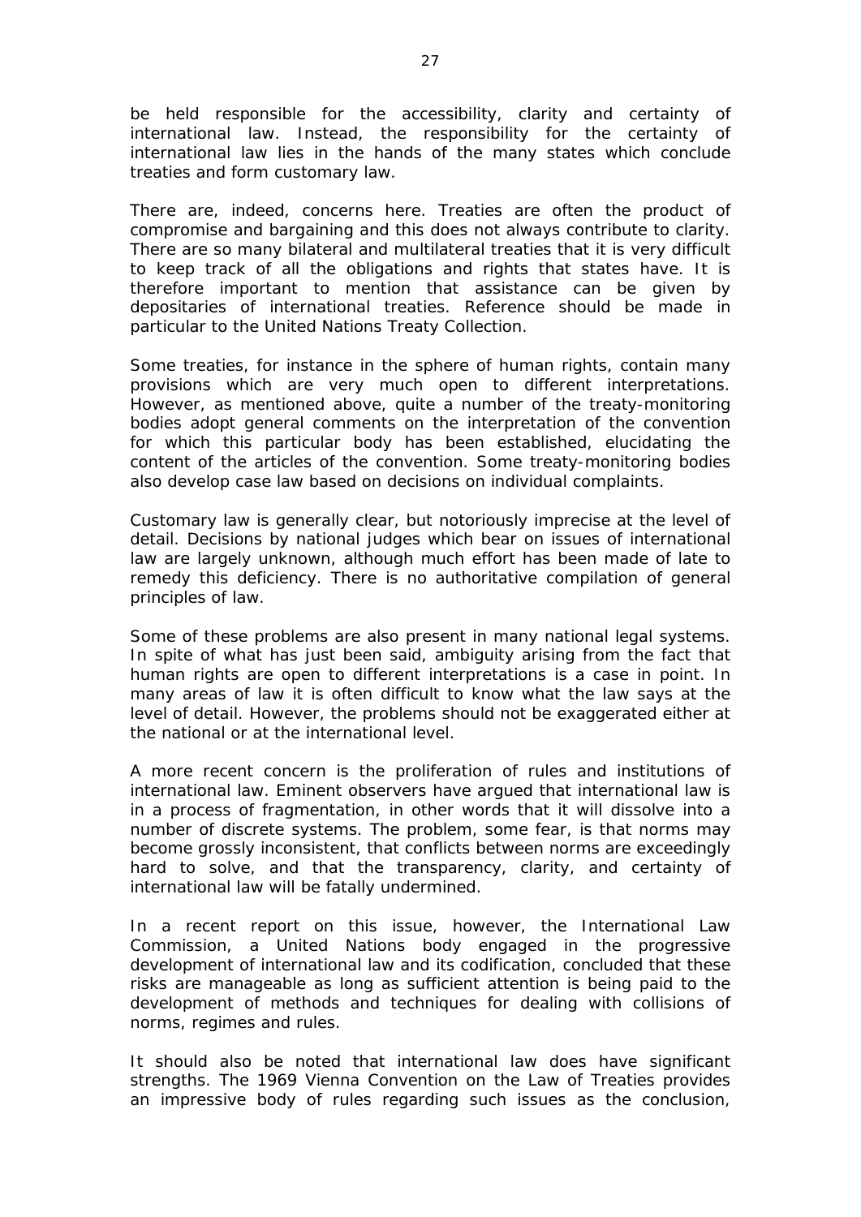be held responsible for the accessibility, clarity and certainty of international law. Instead, the responsibility for the certainty of international law lies in the hands of the many states which conclude treaties and form customary law.

There are, indeed, concerns here. Treaties are often the product of compromise and bargaining and this does not always contribute to clarity. There are so many bilateral and multilateral treaties that it is very difficult to keep track of all the obligations and rights that states have. It is therefore important to mention that assistance can be given by depositaries of international treaties. Reference should be made in particular to the United Nations Treaty Collection.

Some treaties, for instance in the sphere of human rights, contain many provisions which are very much open to different interpretations. However, as mentioned above, quite a number of the treaty-monitoring bodies adopt general comments on the interpretation of the convention for which this particular body has been established, elucidating the content of the articles of the convention. Some treaty-monitoring bodies also develop case law based on decisions on individual complaints.

Customary law is generally clear, but notoriously imprecise at the level of detail. Decisions by national judges which bear on issues of international law are largely unknown, although much effort has been made of late to remedy this deficiency. There is no authoritative compilation of general principles of law.

Some of these problems are also present in many national legal systems. In spite of what has just been said, ambiguity arising from the fact that human rights are open to different interpretations is a case in point. In many areas of law it is often difficult to know what the law says at the level of detail. However, the problems should not be exaggerated either at the national or at the international level.

A more recent concern is the proliferation of rules and institutions of international law. Eminent observers have argued that international law is in a process of fragmentation, in other words that it will dissolve into a number of discrete systems. The problem, some fear, is that norms may become grossly inconsistent, that conflicts between norms are exceedingly hard to solve, and that the transparency, clarity, and certainty of international law will be fatally undermined.

In a recent report on this issue, however, the International Law Commission, a United Nations body engaged in the progressive development of international law and its codification, concluded that these risks are manageable as long as sufficient attention is being paid to the development of methods and techniques for dealing with collisions of norms, regimes and rules.

It should also be noted that international law does have significant strengths. The 1969 Vienna Convention on the Law of Treaties provides an impressive body of rules regarding such issues as the conclusion,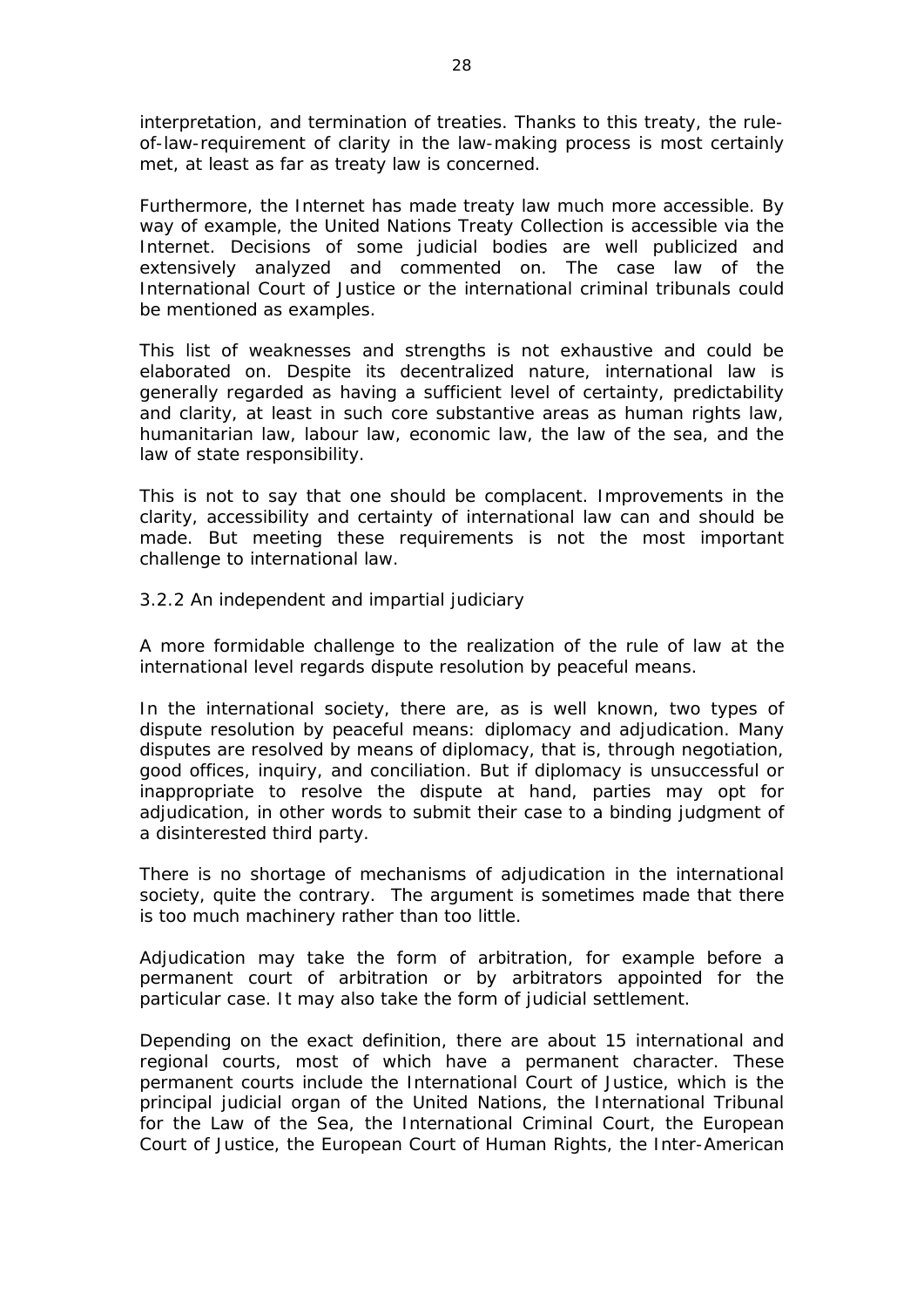interpretation, and termination of treaties. Thanks to this treaty, the rule-of-law-requirement of clarity in the law-making process is most certainly met, at least as far as treaty law is concerned.

Furthermore, the Internet has made treaty law much more accessible. By way of example, the United Nations Treaty Collection is accessible via the Internet. Decisions of some judicial bodies are well publicized and extensively analyzed and commented on. The case law of the International Court of Justice or the international criminal tribunals could be mentioned as examples.

This list of weaknesses and strengths is not exhaustive and could be elaborated on. Despite its decentralized nature, international law is generally regarded as having a sufficient level of certainty, predictability and clarity, at least in such core substantive areas as human rights law, humanitarian law, labour law, economic law, the law of the sea, and the law of state responsibility.

This is not to say that one should be complacent. Improvements in the clarity, accessibility and certainty of international law can and should be made. But meeting these requirements is not the most important challenge to international law.

### 3.2.2 An independent and impartial judiciary

A more formidable challenge to the realization of the rule of law at the international level regards dispute resolution by peaceful means.

In the international society, there are, as is well known, two types of dispute resolution by peaceful means: diplomacy and adjudication. Many disputes are resolved by means of diplomacy, that is, through negotiation, good offices, inquiry, and conciliation. But if diplomacy is unsuccessful or inappropriate to resolve the dispute at hand, parties may opt for adjudication, in other words to submit their case to a binding judgment of a disinterested third party.

There is no shortage of mechanisms of adjudication in the international society, quite the contrary. The argument is sometimes made that there is too much machinery rather than too little.

Adjudication may take the form of arbitration, for example before a permanent court of arbitration or by arbitrators appointed for the particular case. It may also take the form of judicial settlement.

Depending on the exact definition, there are about 15 international and regional courts, most of which have a permanent character. These permanent courts include the International Court of Justice, which is the principal judicial organ of the United Nations, the International Tribunal for the Law of the Sea, the International Criminal Court, the European Court of Justice, the European Court of Human Rights, the Inter-American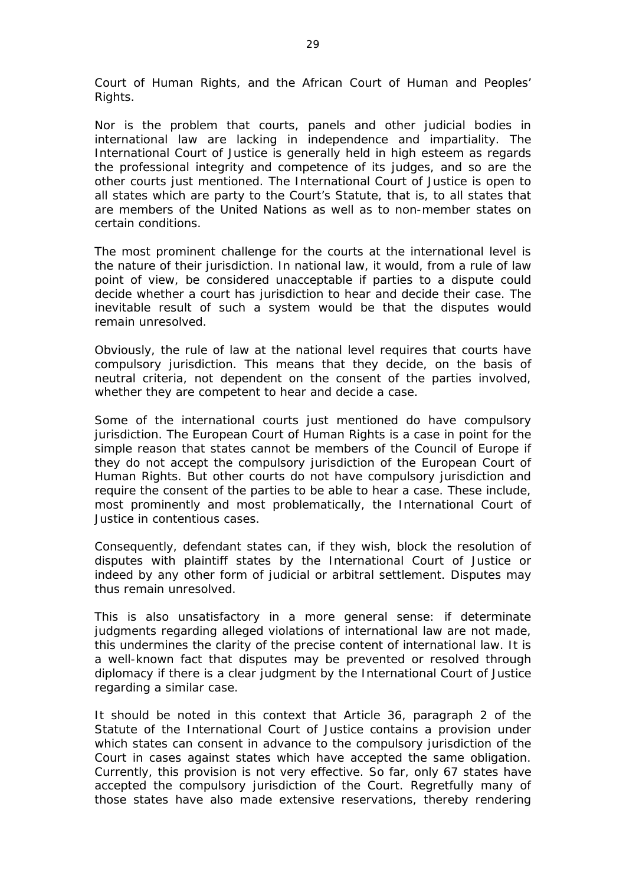Court of Human Rights, and the African Court of Human and Peoples' Rights.

Nor is the problem that courts, panels and other judicial bodies in international law are lacking in independence and impartiality. The International Court of Justice is generally held in high esteem as regards the professional integrity and competence of its judges, and so are the other courts just mentioned. The International Court of Justice is open to all states which are party to the Court's Statute, that is, to all states that are members of the United Nations as well as to non-member states on certain conditions.

The most prominent challenge for the courts at the international level is the nature of their jurisdiction. In national law, it would, from a rule of law point of view, be considered unacceptable if parties to a dispute could decide whether a court has jurisdiction to hear and decide their case. The inevitable result of such a system would be that the disputes would remain unresolved.

Obviously, the rule of law at the national level requires that courts have compulsory jurisdiction. This means that they decide, on the basis of neutral criteria, not dependent on the consent of the parties involved, whether they are competent to hear and decide a case.

Some of the international courts just mentioned do have compulsory jurisdiction. The European Court of Human Rights is a case in point for the simple reason that states cannot be members of the Council of Europe if they do not accept the compulsory jurisdiction of the European Court of Human Rights. But other courts do not have compulsory jurisdiction and require the consent of the parties to be able to hear a case. These include, most prominently and most problematically, the International Court of Justice in contentious cases.

Consequently, defendant states can, if they wish, block the resolution of disputes with plaintiff states by the International Court of Justice or indeed by any other form of judicial or arbitral settlement. Disputes may thus remain unresolved.

This is also unsatisfactory in a more general sense: if determinate judgments regarding alleged violations of international law are not made, this undermines the clarity of the precise content of international law. It is a well-known fact that disputes may be prevented or resolved through diplomacy if there is a clear judgment by the International Court of Justice regarding a similar case.

It should be noted in this context that Article 36, paragraph 2 of the Statute of the International Court of Justice contains a provision under which states can consent in advance to the compulsory jurisdiction of the Court in cases against states which have accepted the same obligation. Currently, this provision is not very effective. So far, only 67 states have accepted the compulsory jurisdiction of the Court. Regretfully many of those states have also made extensive reservations, thereby rendering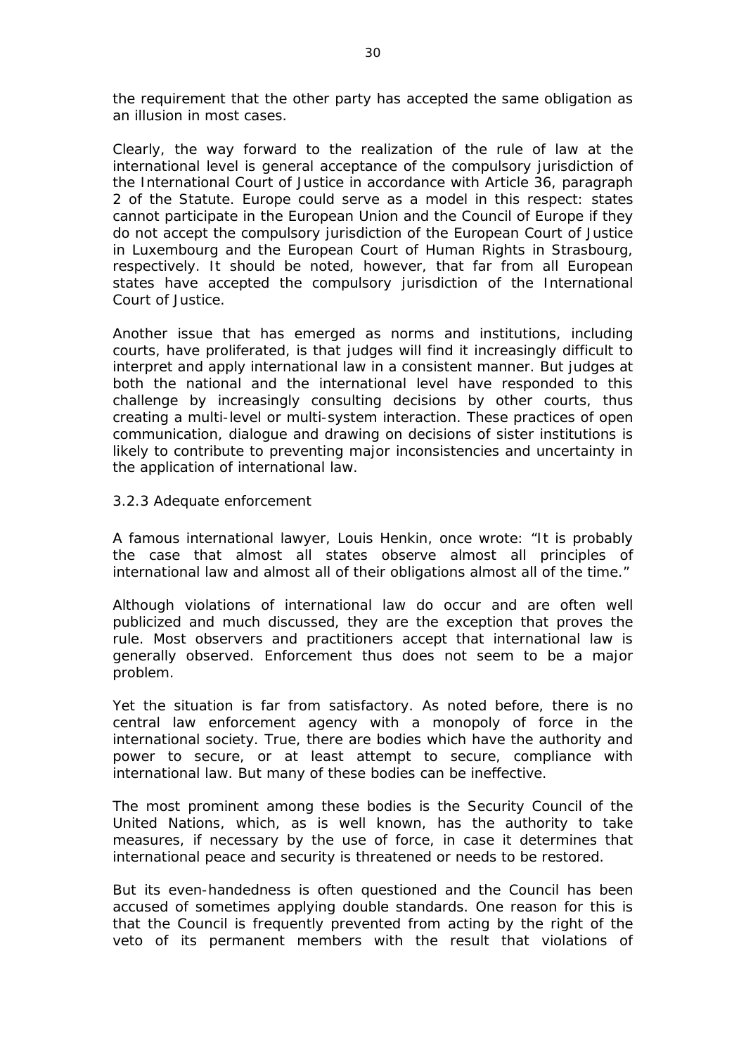the requirement that the other party has accepted the same obligation as an illusion in most cases.

Clearly, the way forward to the realization of the rule of law at the international level is general acceptance of the compulsory jurisdiction of the International Court of Justice in accordance with Article 36, paragraph 2 of the Statute. Europe could serve as a model in this respect: states cannot participate in the European Union and the Council of Europe if they do not accept the compulsory jurisdiction of the European Court of Justice in Luxembourg and the European Court of Human Rights in Strasbourg, respectively. It should be noted, however, that far from all European states have accepted the compulsory jurisdiction of the International Court of Justice.

Another issue that has emerged as norms and institutions, including courts, have proliferated, is that judges will find it increasingly difficult to interpret and apply international law in a consistent manner. But judges at both the national and the international level have responded to this challenge by increasingly consulting decisions by other courts, thus creating a multi-level or multi-system interaction. These practices of open communication, dialogue and drawing on decisions of sister institutions is likely to contribute to preventing major inconsistencies and uncertainty in the application of international law.

### 3.2.3 Adequate enforcement

A famous international lawyer, Louis Henkin, once wrote: "It is probably the case that almost all states observe almost all principles of international law and almost all of their obligations almost all of the time."

Although violations of international law do occur and are often well publicized and much discussed, they are the exception that proves the rule. Most observers and practitioners accept that international law is generally observed. Enforcement thus does not seem to be a major problem.

Yet the situation is far from satisfactory. As noted before, there is no central law enforcement agency with a monopoly of force in the international society. True, there are bodies which have the authority and power to secure, or at least attempt to secure, compliance with international law. But many of these bodies can be ineffective.

The most prominent among these bodies is the Security Council of the United Nations, which, as is well known, has the authority to take measures, if necessary by the use of force, in case it determines that international peace and security is threatened or needs to be restored.

But its even-handedness is often questioned and the Council has been accused of sometimes applying double standards. One reason for this is that the Council is frequently prevented from acting by the right of the veto of its permanent members with the result that violations of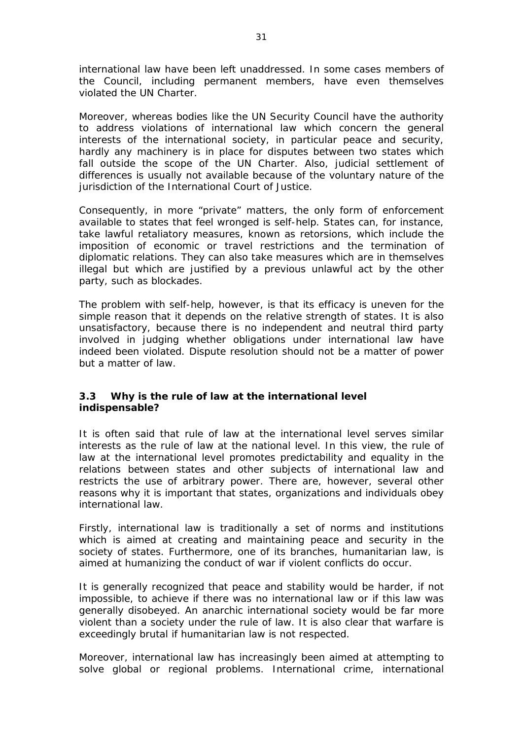international law have been left unaddressed. In some cases members of the Council, including permanent members, have even themselves violated the UN Charter.

Moreover, whereas bodies like the UN Security Council have the authority to address violations of international law which concern the general interests of the international society, in particular peace and security, hardly any machinery is in place for disputes between two states which fall outside the scope of the UN Charter. Also, judicial settlement of differences is usually not available because of the voluntary nature of the jurisdiction of the International Court of Justice.

Consequently, in more "private" matters, the only form of enforcement available to states that feel wronged is self-help. States can, for instance, take lawful retaliatory measures, known as retorsions, which include the imposition of economic or travel restrictions and the termination of diplomatic relations. They can also take measures which are in themselves illegal but which are justified by a previous unlawful act by the other party, such as blockades.

The problem with self-help, however, is that its efficacy is uneven for the simple reason that it depends on the relative strength of states. It is also unsatisfactory, because there is no independent and neutral third party involved in judging whether obligations under international law have indeed been violated. Dispute resolution should not be a matter of power but a matter of law.

### 3.3 Why is the rule of law at the international level indispensable?

It is often said that rule of law at the international level serves similar interests as the rule of law at the national level. In this view, the rule of law at the international level promotes predictability and equality in the relations between states and other subjects of international law and restricts the use of arbitrary power. There are, however, several other reasons why it is important that states, organizations and individuals obey international law.

Firstly, international law is traditionally a set of norms and institutions which is aimed at creating and maintaining peace and security in the society of states. Furthermore, one of its branches, humanitarian law, is aimed at humanizing the conduct of war if violent conflicts do occur.

It is generally recognized that peace and stability would be harder, if not impossible, to achieve if there was no international law or if this law was generally disobeyed. An anarchic international society would be far more violent than a society under the rule of law. It is also clear that warfare is exceedingly brutal if humanitarian law is not respected.

Moreover, international law has increasingly been aimed at attempting to solve global or regional problems. International crime, international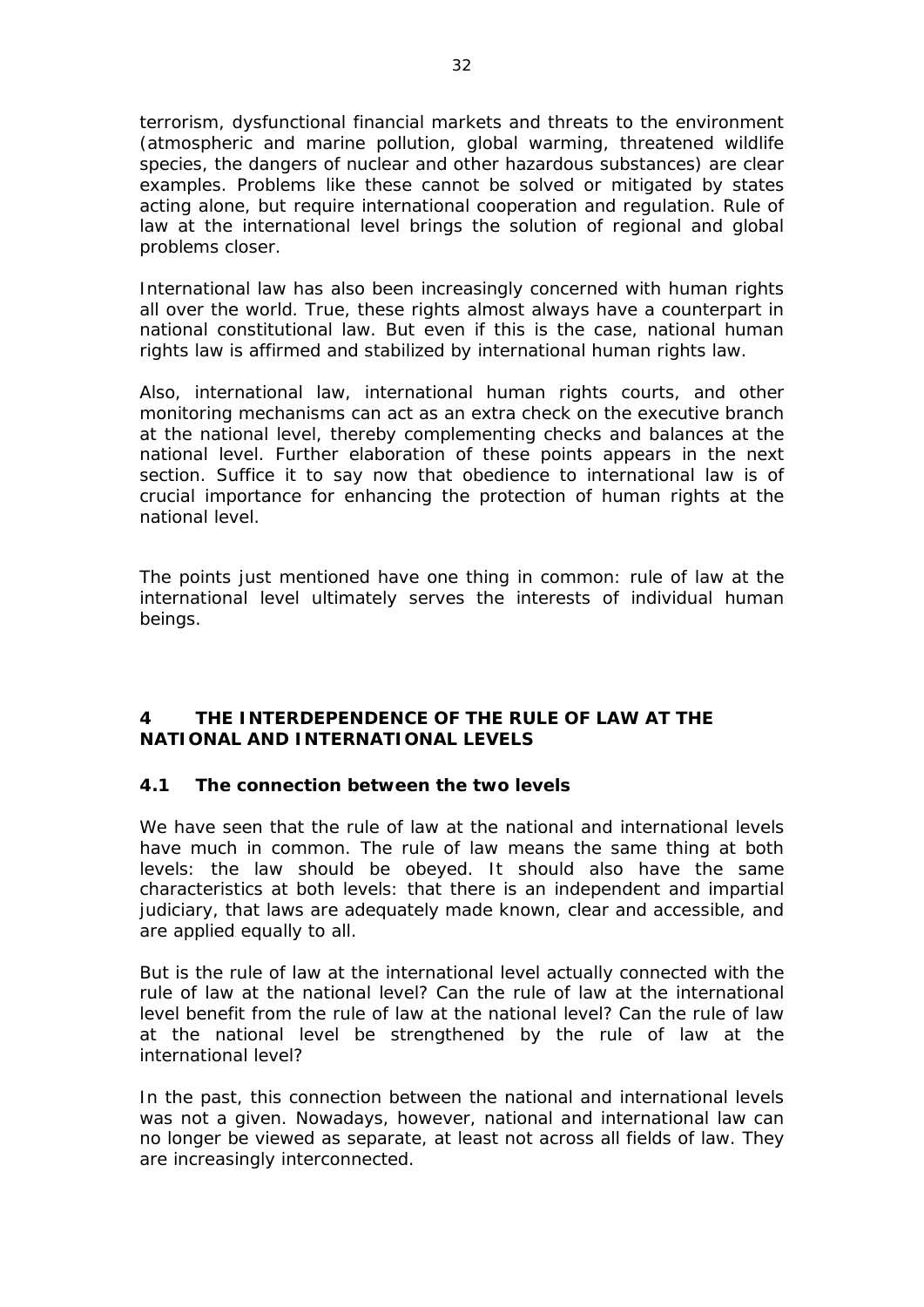terrorism, dysfunctional financial markets and threats to the environment (atmospheric and marine pollution, global warming, threatened wildlife species, the dangers of nuclear and other hazardous substances) are clear examples. Problems like these cannot be solved or mitigated by states acting alone, but require international cooperation and regulation. Rule of law at the international level brings the solution of regional and global problems closer.

International law has also been increasingly concerned with human rights all over the world. True, these rights almost always have a counterpart in national constitutional law. But even if this is the case, national human rights law is affirmed and stabilized by international human rights law.

Also, international law, international human rights courts, and other monitoring mechanisms can act as an extra check on the executive branch at the national level, thereby complementing checks and balances at the national level. Further elaboration of these points appears in the next section. Suffice it to say now that obedience to international law is of crucial importance for enhancing the protection of human rights at the national level.

The points just mentioned have one thing in common: rule of law at the international level ultimately serves the interests of individual human beings.

## 4 THE INTERDEPENDENCE OF THE RULE OF LAW AT THE NATIONAL AND INTERNATIONAL LEVELS

### 4.1 The connection between the two levels

We have seen that the rule of law at the national and international levels have much in common. The rule of law means the same thing at both levels: the law should be obeyed. It should also have the same characteristics at both levels: that there is an independent and impartial judiciary, that laws are adequately made known, clear and accessible, and are applied equally to all.

But is the rule of law at the international level actually connected with the rule of law at the national level? Can the rule of law at the international level benefit from the rule of law at the national level? Can the rule of law at the national level be strengthened by the rule of law at the international level?

In the past, this connection between the national and international levels was not a given. Nowadays, however, national and international law can no longer be viewed as separate, at least not across all fields of law. They are increasingly interconnected.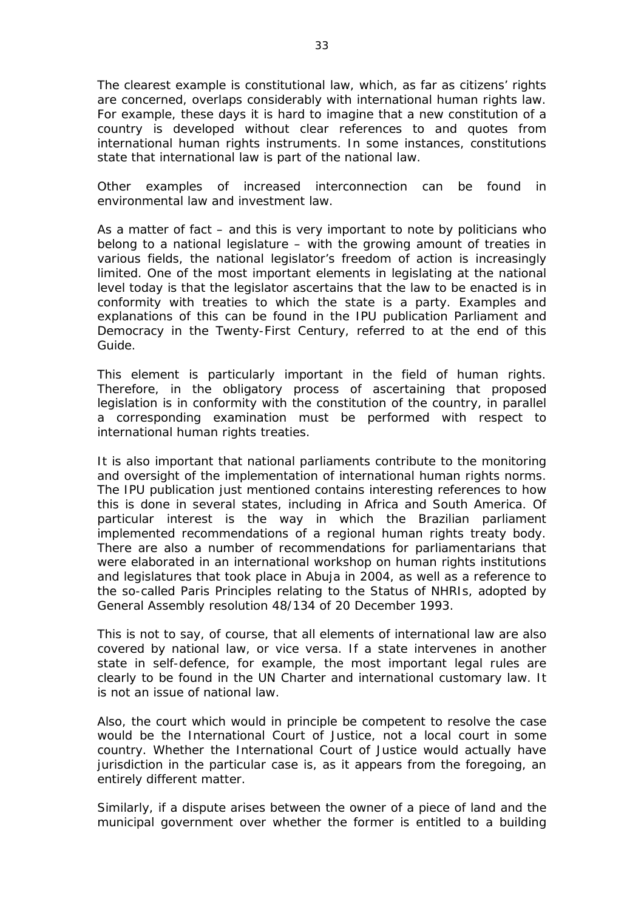The clearest example is constitutional law, which, as far as citizens' rights are concerned, overlaps considerably with international human rights law. For example, these days it is hard to imagine that a new constitution of a country is developed without clear references to and quotes from international human rights instruments. In some instances, constitutions state that international law is part of the national law.

Other examples of increased interconnection can be found in environmental law and investment law.

As a matter of fact – and this is very important to note by politicians who belong to a national legislature – with the growing amount of treaties in various fields, the national legislator's freedom of action is increasingly limited. One of the most important elements in legislating at the national level today is that the legislator ascertains that the law to be enacted is in conformity with treaties to which the state is a party. Examples and explanations of this can be found in the IPU publication Parliament and Democracy in the Twenty-First Century, referred to at the end of this Guide.

This element is particularly important in the field of human rights. Therefore, in the obligatory process of ascertaining that proposed legislation is in conformity with the constitution of the country, in parallel a corresponding examination must be performed with respect to international human rights treaties.

It is also important that national parliaments contribute to the monitoring and oversight of the implementation of international human rights norms. The IPU publication just mentioned contains interesting references to how this is done in several states, including in Africa and South America. Of particular interest is the way in which the Brazilian parliament implemented recommendations of a regional human rights treaty body. There are also a number of recommendations for parliamentarians that were elaborated in an international workshop on human rights institutions and legislatures that took place in Abuja in 2004, as well as a reference to the so-called Paris Principles relating to the Status of NHRIs, adopted by General Assembly resolution 48/134 of 20 December 1993.

This is not to say, of course, that all elements of international law are also covered by national law, or vice versa. If a state intervenes in another state in self-defence, for example, the most important legal rules are clearly to be found in the UN Charter and international customary law. It is not an issue of national law.

Also, the court which would in principle be competent to resolve the case would be the International Court of Justice, not a local court in some country. Whether the International Court of Justice would actually have jurisdiction in the particular case is, as it appears from the foregoing, an entirely different matter.

Similarly, if a dispute arises between the owner of a piece of land and the municipal government over whether the former is entitled to a building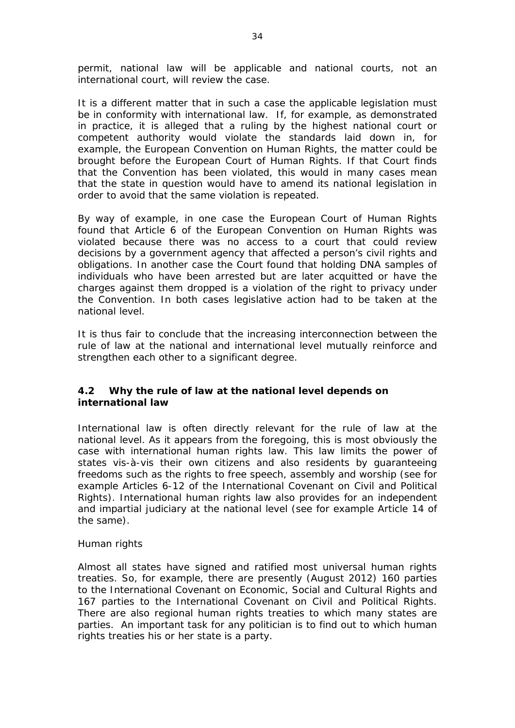permit, national law will be applicable and national courts, not an international court, will review the case.

It is a different matter that in such a case the applicable legislation must be in conformity with international law. If, for example, as demonstrated in practice, it is alleged that a ruling by the highest national court or competent authority would violate the standards laid down in, for example, the European Convention on Human Rights, the matter could be brought before the European Court of Human Rights. If that Court finds that the Convention has been violated, this would in many cases mean that the state in question would have to amend its national legislation in order to avoid that the same violation is repeated.

By way of example, in one case the European Court of Human Rights found that Article 6 of the European Convention on Human Rights was violated because there was no access to a court that could review decisions by a government agency that affected a person's civil rights and obligations. In another case the Court found that holding DNA samples of individuals who have been arrested but are later acquitted or have the charges against them dropped is a violation of the right to privacy under the Convention. In both cases legislative action had to be taken at the national level.

It is thus fair to conclude that the increasing interconnection between the rule of law at the national and international level mutually reinforce and strengthen each other to a significant degree.

### 4.2 Why the rule of law at the national level depends on international law

International law is often directly relevant for the rule of law at the national level. As it appears from the foregoing, this is most obviously the case with international human rights law. This law limits the power of states vis-à-vis their own citizens and also residents by guaranteeing freedoms such as the rights to free speech, assembly and worship (see for example Articles 6-12 of the International Covenant on Civil and Political Rights). International human rights law also provides for an independent and impartial judiciary at the national level (see for example Article 14 of the same).

*Human rights*

Almost all states have signed and ratified most universal human rights treaties. So, for example, there are presently (August 2012) 160 parties to the International Covenant on Economic, Social and Cultural Rights and 167 parties to the International Covenant on Civil and Political Rights. There are also regional human rights treaties to which many states are parties. An important task for any politician is to find out to which human rights treaties his or her state is a party.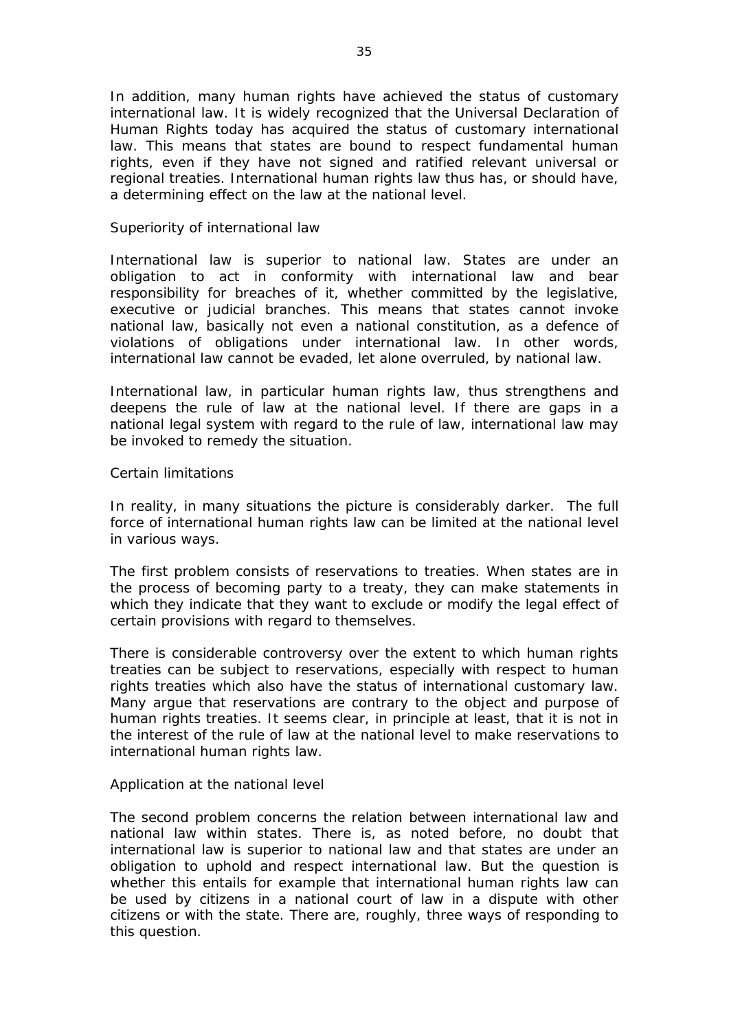In addition, many human rights have achieved the status of customary international law. It is widely recognized that the Universal Declaration of Human Rights today has acquired the status of customary international law. This means that states are bound to respect fundamental human rights, even if they have not signed and ratified relevant universal or regional treaties. International human rights law thus has, or should have, a determining effect on the law at the national level.

### Superiority of international law

International law is superior to national law. States are under an obligation to act in conformity with international law and bear responsibility for breaches of it, whether committed by the legislative, executive or judicial branches. This means that states cannot invoke national law, basically not even a national constitution, as a defence of violations of obligations under international law. In other words, international law cannot be evaded, let alone overruled, by national law.

International law, in particular human rights law, thus strengthens and deepens the rule of law at the national level. If there are gaps in a national legal system with regard to the rule of law, international law may be invoked to remedy the situation.

### Certain limitations

In reality, in many situations the picture is considerably darker. The full force of international human rights law can be limited at the national level in various ways.

The first problem consists of reservations to treaties. When states are in the process of becoming party to a treaty, they can make statements in which they indicate that they want to exclude or modify the legal effect of certain provisions with regard to themselves.

There is considerable controversy over the extent to which human rights treaties can be subject to reservations, especially with respect to human rights treaties which also have the status of international customary law. Many argue that reservations are contrary to the object and purpose of human rights treaties. It seems clear, in principle at least, that it is not in the interest of the rule of law at the national level to make reservations to international human rights law.

### Application at the national level

The second problem concerns the relation between international law and national law within states. There is, as noted before, no doubt that international law is superior to national law and that states are under an obligation to uphold and respect international law. But the question is whether this entails for example that international human rights law can be used by citizens in a national court of law in a dispute with other citizens or with the state. There are, roughly, three ways of responding to this question.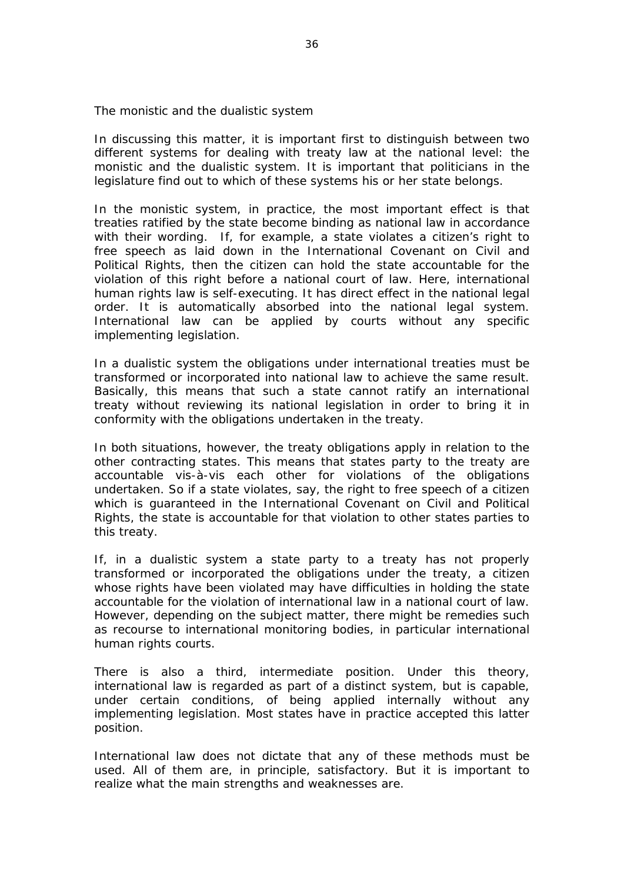## The monistic and the dualistic system

In discussing this matter, it is important first to distinguish between two different systems for dealing with treaty law at the national level: the monistic and the dualistic system. It is important that politicians in the legislature find out to which of these systems his or her state belongs.

In the monistic system, in practice, the most important effect is that treaties ratified by the state become binding as national law in accordance with their wording. If, for example, a state violates a citizen's right to free speech as laid down in the International Covenant on Civil and Political Rights, then the citizen can hold the state accountable for the violation of this right before a national court of law. Here, international human rights law is self-executing. It has direct effect in the national legal order. It is automatically absorbed into the national legal system. International law can be applied by courts without any specific implementing legislation.

In a dualistic system the obligations under international treaties must be transformed or incorporated into national law to achieve the same result. Basically, this means that such a state cannot ratify an international treaty without reviewing its national legislation in order to bring it in conformity with the obligations undertaken in the treaty.

In both situations, however, the treaty obligations apply in relation to the other contracting states. This means that states party to the treaty are accountable vis-à-vis each other for violations of the obligations undertaken. So if a state violates, say, the right to free speech of a citizen which is guaranteed in the International Covenant on Civil and Political Rights, the state is accountable for that violation to other states parties to this treaty.

If, in a dualistic system a state party to a treaty has not properly transformed or incorporated the obligations under the treaty, a citizen whose rights have been violated may have difficulties in holding the state accountable for the violation of international law in a national court of law. However, depending on the subject matter, there might be remedies such as recourse to international monitoring bodies, in particular international human rights courts.

There is also a third, intermediate position. Under this theory, international law is regarded as part of a distinct system, but is capable, under certain conditions, of being applied internally without any implementing legislation. Most states have in practice accepted this latter position.

International law does not dictate that any of these methods must be used. All of them are, in principle, satisfactory. But it is important to realize what the main strengths and weaknesses are.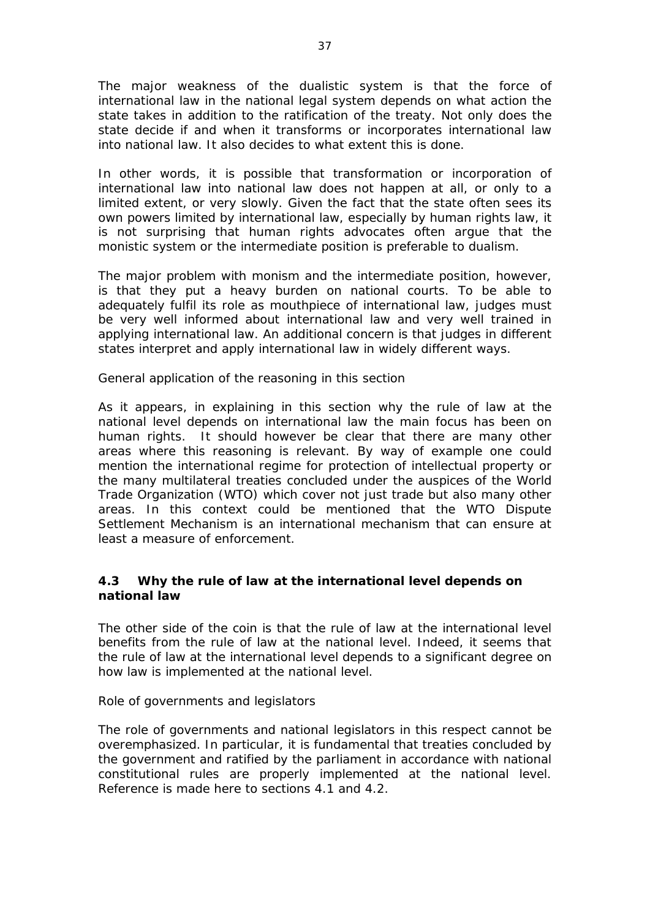The major weakness of the dualistic system is that the force of international law in the national legal system depends on what action the state takes in addition to the ratification of the treaty. Not only does the state decide if and when it transforms or incorporates international law into national law. It also decides to what extent this is done.

In other words, it is possible that transformation or incorporation of international law into national law does not happen at all, or only to a limited extent, or very slowly. Given the fact that the state often sees its own powers limited by international law, especially by human rights law, it is not surprising that human rights advocates often argue that the monistic system or the intermediate position is preferable to dualism.

The major problem with monism and the intermediate position, however, is that they put a heavy burden on national courts. To be able to adequately fulfil its role as mouthpiece of international law, judges must be very well informed about international law and very well trained in applying international law. An additional concern is that judges in different states interpret and apply international law in widely different ways.

General application of the reasoning in this section

As it appears, in explaining in this section why the rule of law at the national level depends on international law the main focus has been on human rights. It should however be clear that there are many other areas where this reasoning is relevant. By way of example one could mention the international regime for protection of intellectual property or the many multilateral treaties concluded under the auspices of the World Trade Organization (WTO) which cover not just trade but also many other areas. In this context could be mentioned that the WTO Dispute Settlement Mechanism is an international mechanism that can ensure at least a measure of enforcement.

### 4.3 Why the rule of law at the international level depends on national law

The other side of the coin is that the rule of law at the international level benefits from the rule of law at the national level. Indeed, it seems that the rule of law at the international level depends to a significant degree on how law is implemented at the national level.

Role of governments and legislators

The role of governments and national legislators in this respect cannot be overemphasized. In particular, it is fundamental that treaties concluded by the government and ratified by the parliament in accordance with national constitutional rules are properly implemented at the national level. Reference is made here to sections 4.1 and 4.2.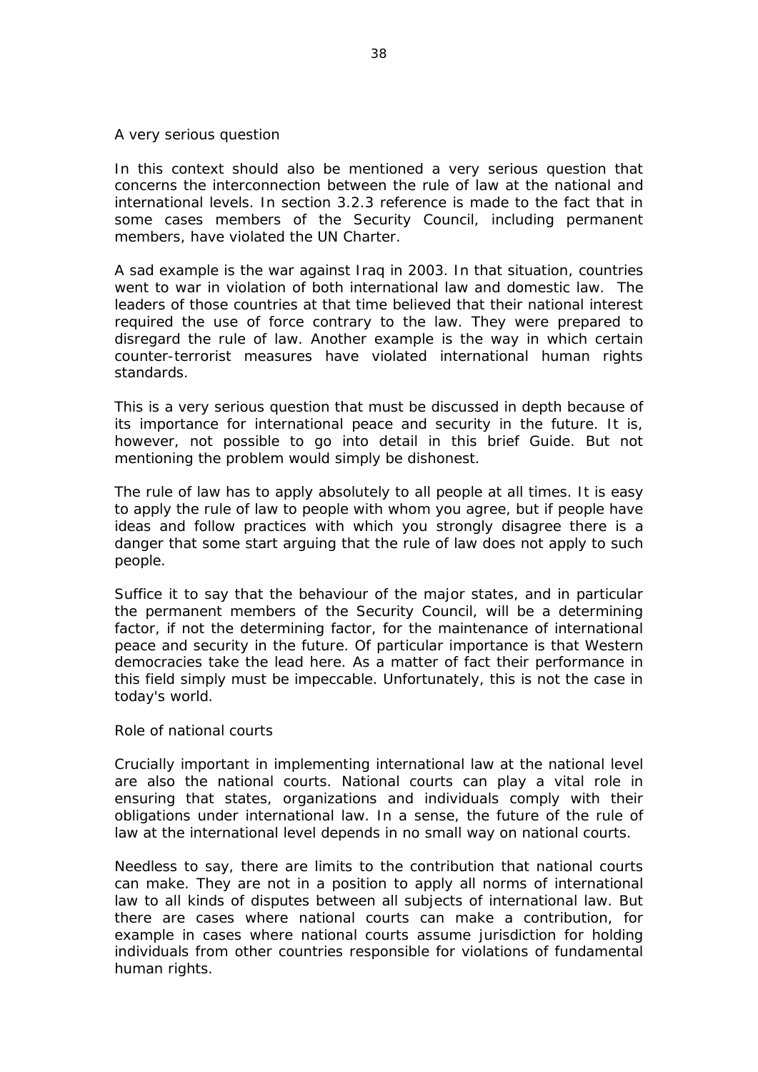## A very serious question

In this context should also be mentioned a very serious question that concerns the interconnection between the rule of law at the national and international levels. In section 3.2.3 reference is made to the fact that in some cases members of the Security Council, including permanent members, have violated the UN Charter.

A sad example is the war against Iraq in 2003. In that situation, countries went to war in violation of both international law and domestic law. The leaders of those countries at that time believed that their national interest required the use of force contrary to the law. They were prepared to disregard the rule of law. Another example is the way in which certain counter-terrorist measures have violated international human rights standards.

This is a very serious question that must be discussed in depth because of its importance for international peace and security in the future. It is, however, not possible to go into detail in this brief Guide. But not mentioning the problem would simply be dishonest.

The rule of law has to apply absolutely to all people at all times. It is easy to apply the rule of law to people with whom you agree, but if people have ideas and follow practices with which you strongly disagree there is a danger that some start arguing that the rule of law does not apply to such people.

Suffice it to say that the behaviour of the major states, and in particular the permanent members of the Security Council, will be a determining factor, if not the determining factor, for the maintenance of international peace and security in the future. Of particular importance is that Western democracies take the lead here. As a matter of fact their performance in this field simply must be impeccable. Unfortunately, this is not the case in today's world.

## Role of national courts

Crucially important in implementing international law at the national level are also the national courts. National courts can play a vital role in ensuring that states, organizations and individuals comply with their obligations under international law. In a sense, the future of the rule of law at the international level depends in no small way on national courts.

Needless to say, there are limits to the contribution that national courts can make. They are not in a position to apply all norms of international law to all kinds of disputes between all subjects of international law. But there are cases where national courts can make a contribution, for example in cases where national courts assume jurisdiction for holding individuals from other countries responsible for violations of fundamental human rights.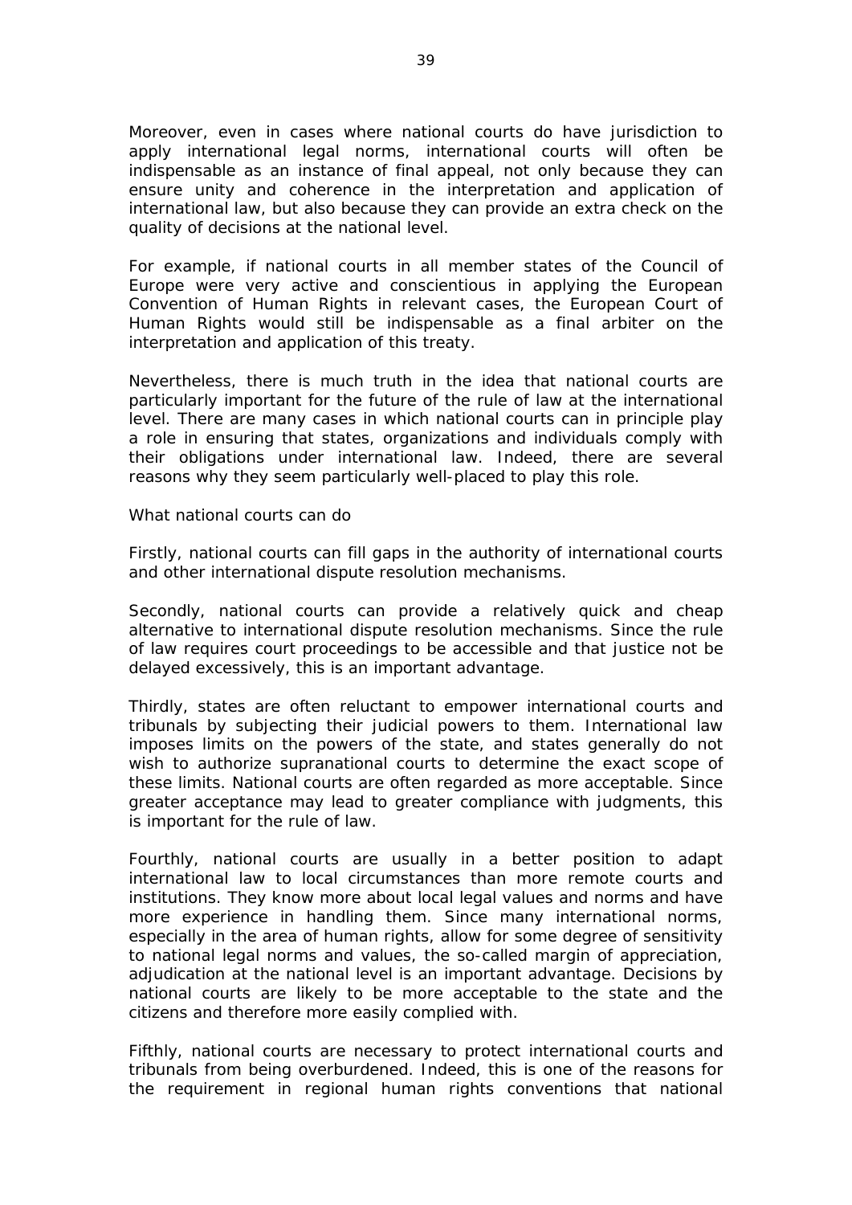Moreover, even in cases where national courts do have jurisdiction to apply international legal norms, international courts will often be indispensable as an instance of final appeal, not only because they can ensure unity and coherence in the interpretation and application of international law, but also because they can provide an extra check on the quality of decisions at the national level.

For example, if national courts in all member states of the Council of Europe were very active and conscientious in applying the European Convention of Human Rights in relevant cases, the European Court of Human Rights would still be indispensable as a final arbiter on the interpretation and application of this treaty.

Nevertheless, there is much truth in the idea that national courts are particularly important for the future of the rule of law at the international level. There are many cases in which national courts can in principle play a role in ensuring that states, organizations and individuals comply with their obligations under international law. Indeed, there are several reasons why they seem particularly well-placed to play this role.

*What national courts can do*

Firstly, national courts can fill gaps in the authority of international courts and other international dispute resolution mechanisms.

Secondly, national courts can provide a relatively quick and cheap alternative to international dispute resolution mechanisms. Since the rule of law requires court proceedings to be accessible and that justice not be delayed excessively, this is an important advantage.

Thirdly, states are often reluctant to empower international courts and tribunals by subjecting their judicial powers to them. International law imposes limits on the powers of the state, and states generally do not wish to authorize supranational courts to determine the exact scope of these limits. National courts are often regarded as more acceptable. Since greater acceptance may lead to greater compliance with judgments, this is important for the rule of law.

Fourthly, national courts are usually in a better position to adapt international law to local circumstances than more remote courts and institutions. They know more about local legal values and norms and have more experience in handling them. Since many international norms, especially in the area of human rights, allow for some degree of sensitivity to national legal norms and values, the so-called margin of appreciation, adjudication at the national level is an important advantage. Decisions by national courts are likely to be more acceptable to the state and the citizens and therefore more easily complied with.

Fifthly, national courts are necessary to protect international courts and tribunals from being overburdened. Indeed, this is one of the reasons for the requirement in regional human rights conventions that national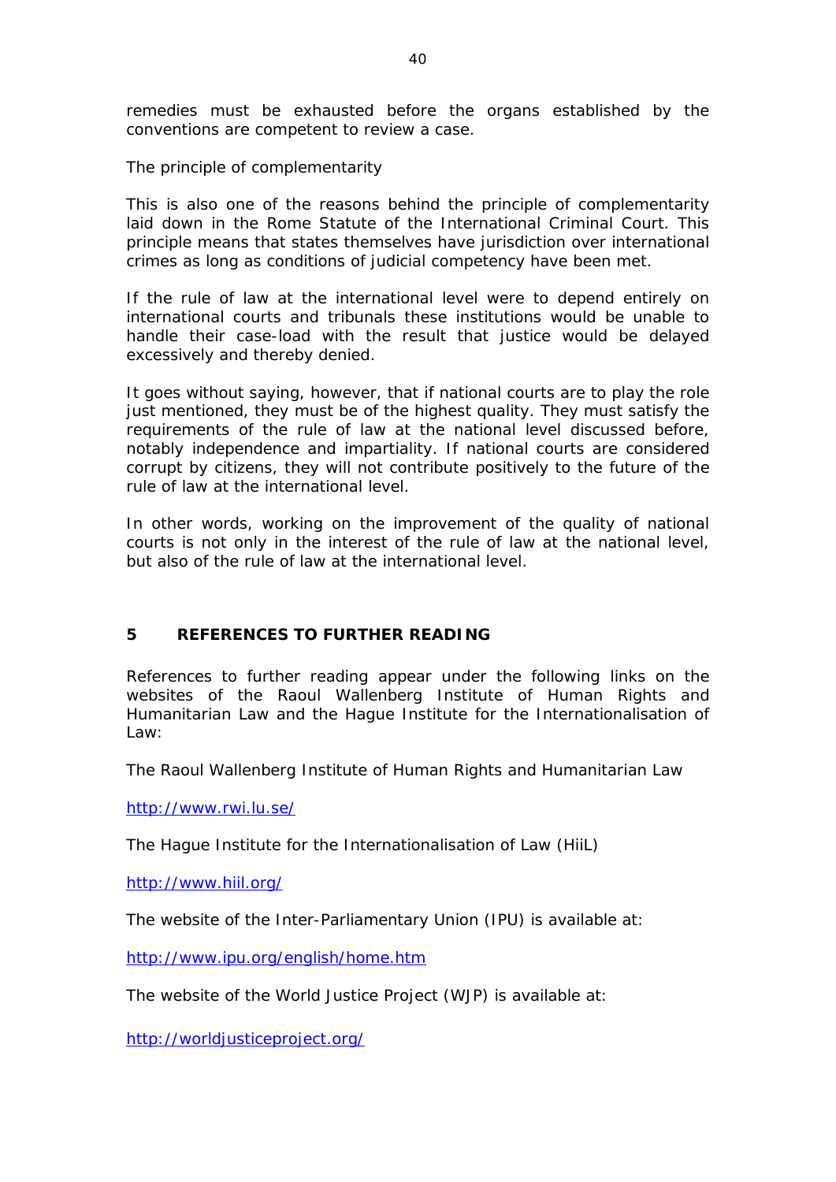remedies must be exhausted before the organs established by the conventions are competent to review a case.

The principle of complementarity

This is also one of the reasons behind the principle of complementarity laid down in the Rome Statute of the International Criminal Court. This principle means that states themselves have jurisdiction over international crimes as long as conditions of judicial competency have been met.

If the rule of law at the international level were to depend entirely on international courts and tribunals these institutions would be unable to handle their case-load with the result that justice would be delayed excessively and thereby denied.

It goes without saying, however, that if national courts are to play the role just mentioned, they must be of the highest quality. They must satisfy the requirements of the rule of law at the national level discussed before, notably independence and impartiality. If national courts are considered corrupt by citizens, they will not contribute positively to the future of the rule of law at the international level.

In other words, working on the improvement of the quality of national courts is not only in the interest of the rule of law at the national level, but also of the rule of law at the international level.

## 5 REFERENCES TO FURTHER READING

References to further reading appear under the following links on the websites of the Raoul Wallenberg Institute of Human Rights and Humanitarian Law and the Hague Institute for the Internationalisation of Law:

The Raoul Wallenberg Institute of Human Rights and Humanitarian Law

http://www.rwi.lu.se/

The Hague Institute for the Internationalisation of Law (HiiL)

http://www.hiil.org/

The website of the Inter-Parliamentary Union (IPU) is available at:

http://www.ipu.org/english/home.htm

The website of the World Justice Project (WJP) is available at:

http://worldjusticeproject.org/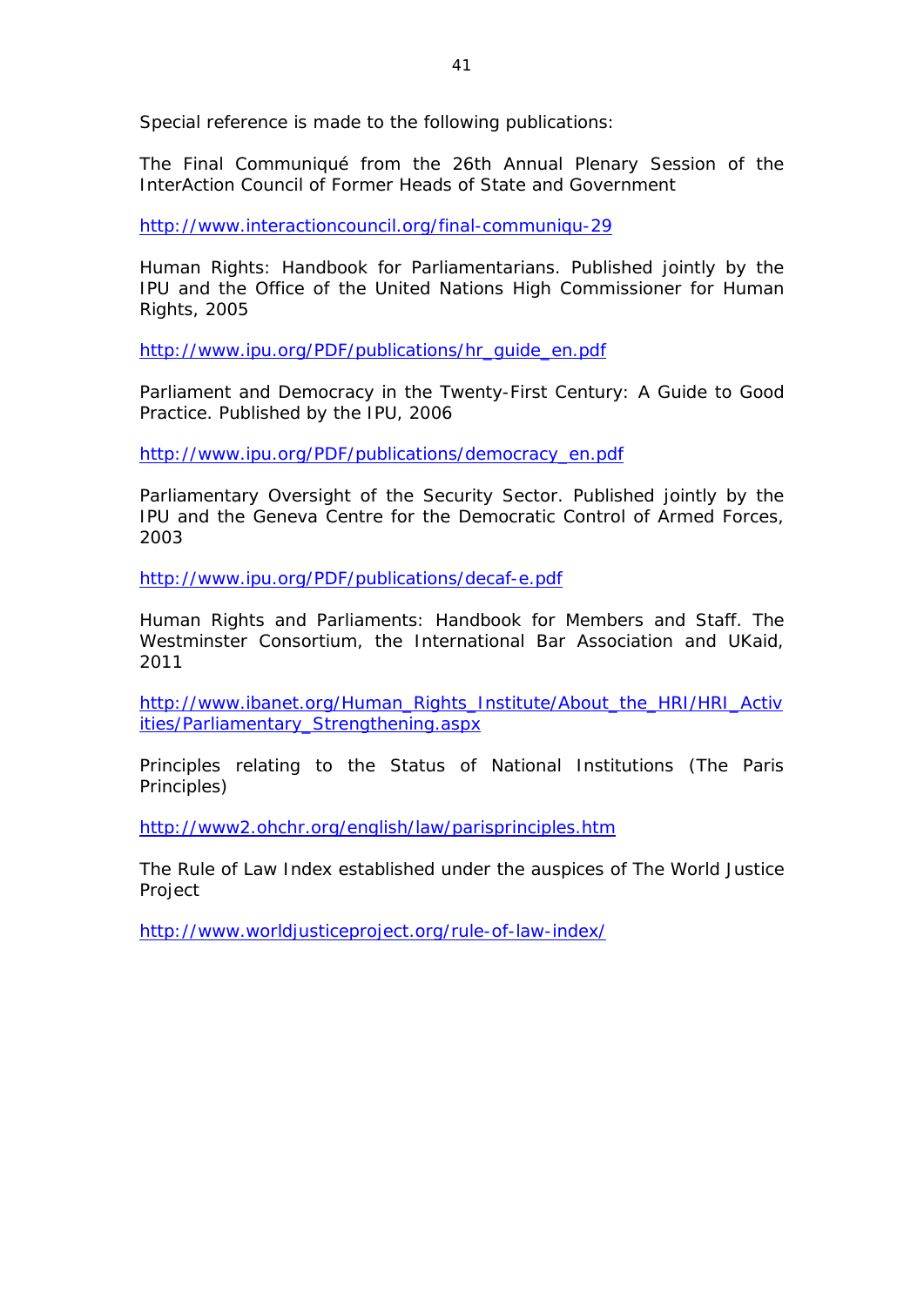Special reference is made to the following publications:

The Final Communiqué from the 26th Annual Plenary Session of the InterAction Council of Former Heads of State and Government

http://www.interactioncouncil.org/final-communiqu-29

Human Rights: Handbook for Parliamentarians. Published jointly by the IPU and the Office of the United Nations High Commissioner for Human Rights, 2005

http://www.ipu.org/PDF/publications/hr_guide_en.pdf

Parliament and Democracy in the Twenty-First Century: A Guide to Good Practice. Published by the IPU, 2006

http://www.ipu.org/PDF/publications/democracy_en.pdf

Parliamentary Oversight of the Security Sector. Published jointly by the IPU and the Geneva Centre for the Democratic Control of Armed Forces, 2003

http://www.ipu.org/PDF/publications/decaf-e.pdf

Human Rights and Parliaments: Handbook for Members and Staff. The Westminster Consortium, the International Bar Association and UKaid, 2011

http://www.ibanet.org/Human_Rights_Institute/About_the_HRI/HRI_Activities/Parliamentary_Strengthening.aspx

Principles relating to the Status of National Institutions (The Paris Principles)

http://www2.ohchr.org/english/law/parisprinciples.htm

The Rule of Law Index established under the auspices of The World Justice Project

http://www.worldjusticeproject.org/rule-of-law-index/